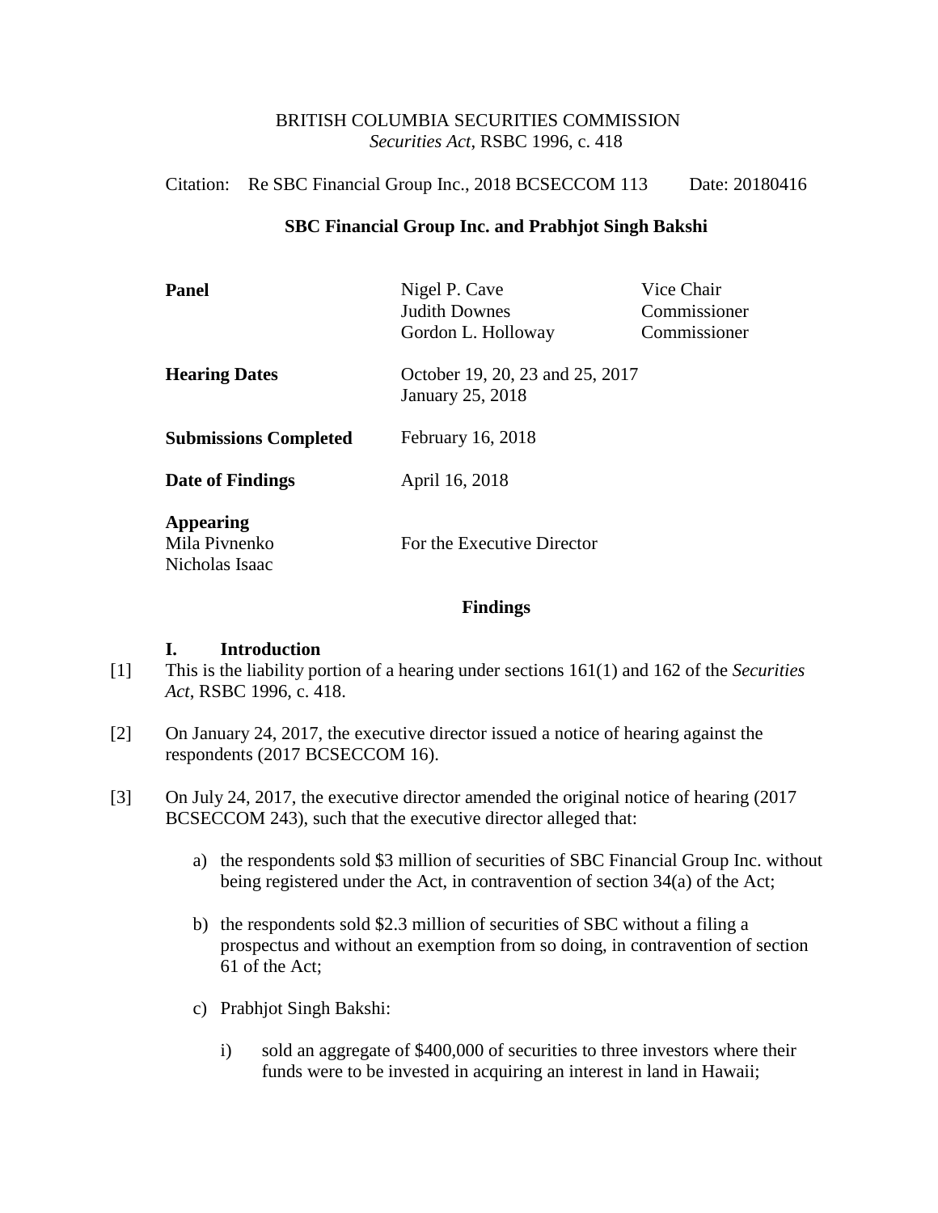BRITISH COLUMBIA SECURITIES COMMISSION
*Securities Act*, RSBC 1996, c. 418

Citation: Re SBC Financial Group Inc., 2018 BCSECCOM 113 Date: 20180416

**SBC Financial Group Inc. and Prabhjot Singh Bakshi**

| | | |
|---|---|---|
| **Panel** | Nigel P. Cave<br>Judith Downes<br>Gordon L. Holloway | Vice Chair<br>Commissioner<br>Commissioner |
| **Hearing Dates** | October 19, 20, 23 and 25, 2017<br>January 25, 2018 | |
| **Submissions Completed** | February 16, 2018 | |
| **Date of Findings** | April 16, 2018 | |
| **Appearing**<br>Mila Pivnenko<br>Nicholas Isaac | For the Executive Director | |

## Findings

### I. Introduction

[1] This is the liability portion of a hearing under sections 161(1) and 162 of the *Securities Act*, RSBC 1996, c. 418.

[2] On January 24, 2017, the executive director issued a notice of hearing against the respondents (2017 BCSECCOM 16).

[3] On July 24, 2017, the executive director amended the original notice of hearing (2017 BCSECCOM 243), such that the executive director alleged that:

a) the respondents sold $3 million of securities of SBC Financial Group Inc. without being registered under the Act, in contravention of section 34(a) of the Act;

b) the respondents sold $2.3 million of securities of SBC without a filing a prospectus and without an exemption from so doing, in contravention of section 61 of the Act;

c) Prabhjot Singh Bakshi:

i) sold an aggregate of $400,000 of securities to three investors where their funds were to be invested in acquiring an interest in land in Hawaii;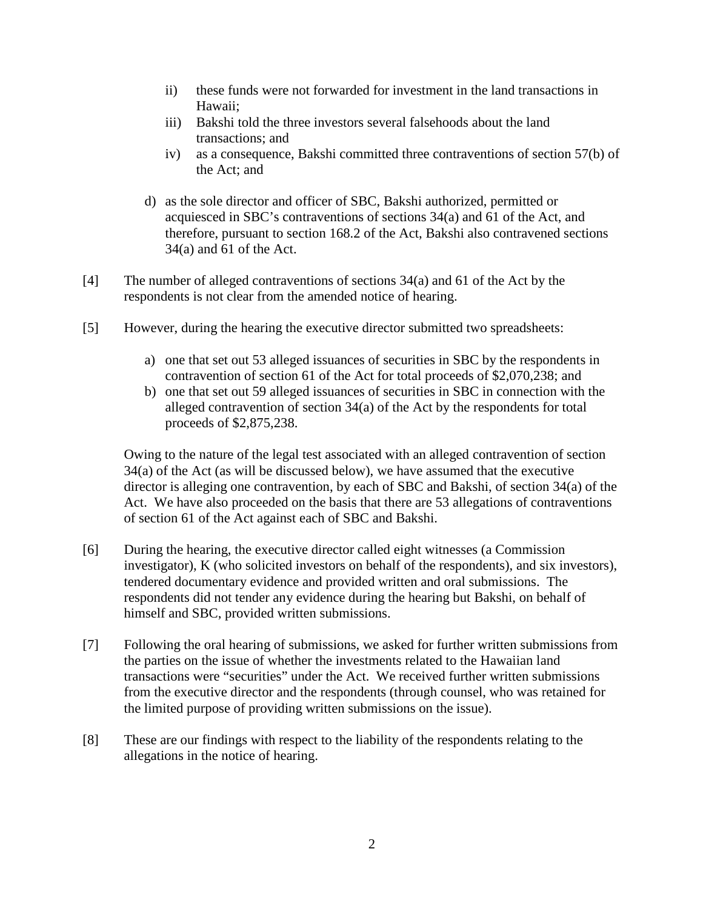ii) these funds were not forwarded for investment in the land transactions in Hawaii;

iii) Bakshi told the three investors several falsehoods about the land transactions; and

iv) as a consequence, Bakshi committed three contraventions of section 57(b) of the Act; and

d) as the sole director and officer of SBC, Bakshi authorized, permitted or acquiesced in SBC's contraventions of sections 34(a) and 61 of the Act, and therefore, pursuant to section 168.2 of the Act, Bakshi also contravened sections 34(a) and 61 of the Act.

[4] The number of alleged contraventions of sections 34(a) and 61 of the Act by the respondents is not clear from the amended notice of hearing.

[5] However, during the hearing the executive director submitted two spreadsheets:

a) one that set out 53 alleged issuances of securities in SBC by the respondents in contravention of section 61 of the Act for total proceeds of $2,070,238; and

b) one that set out 59 alleged issuances of securities in SBC in connection with the alleged contravention of section 34(a) of the Act by the respondents for total proceeds of $2,875,238.

Owing to the nature of the legal test associated with an alleged contravention of section 34(a) of the Act (as will be discussed below), we have assumed that the executive director is alleging one contravention, by each of SBC and Bakshi, of section 34(a) of the Act. We have also proceeded on the basis that there are 53 allegations of contraventions of section 61 of the Act against each of SBC and Bakshi.

[6] During the hearing, the executive director called eight witnesses (a Commission investigator), K (who solicited investors on behalf of the respondents), and six investors), tendered documentary evidence and provided written and oral submissions. The respondents did not tender any evidence during the hearing but Bakshi, on behalf of himself and SBC, provided written submissions.

[7] Following the oral hearing of submissions, we asked for further written submissions from the parties on the issue of whether the investments related to the Hawaiian land transactions were "securities" under the Act. We received further written submissions from the executive director and the respondents (through counsel, who was retained for the limited purpose of providing written submissions on the issue).

[8] These are our findings with respect to the liability of the respondents relating to the allegations in the notice of hearing.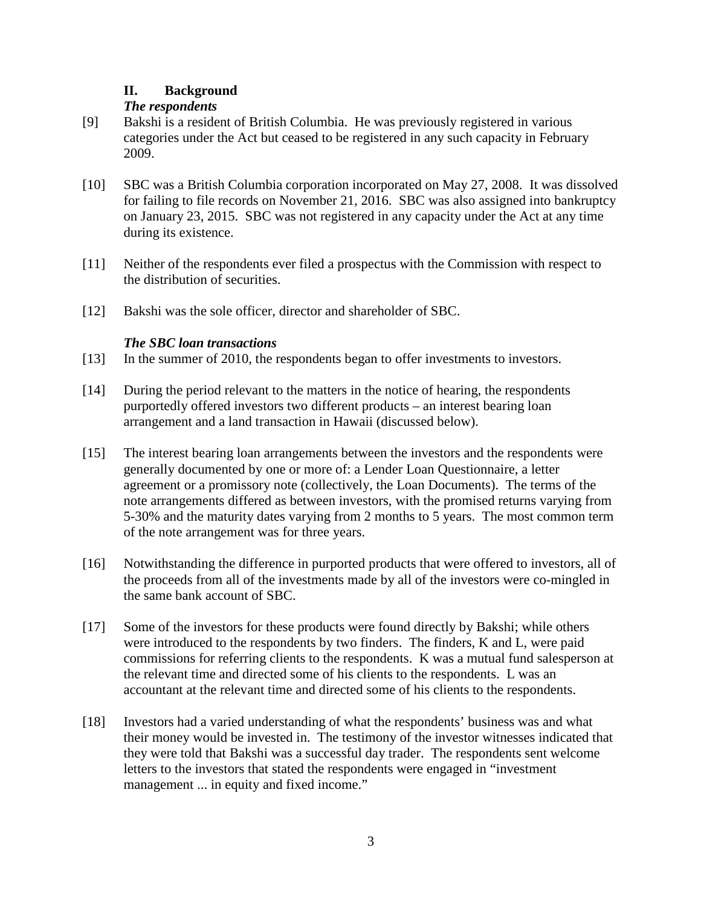## II. Background

### *The respondents*

[9] Bakshi is a resident of British Columbia. He was previously registered in various categories under the Act but ceased to be registered in any such capacity in February 2009.

[10] SBC was a British Columbia corporation incorporated on May 27, 2008. It was dissolved for failing to file records on November 21, 2016. SBC was also assigned into bankruptcy on January 23, 2015. SBC was not registered in any capacity under the Act at any time during its existence.

[11] Neither of the respondents ever filed a prospectus with the Commission with respect to the distribution of securities.

[12] Bakshi was the sole officer, director and shareholder of SBC.

### *The SBC loan transactions*

[13] In the summer of 2010, the respondents began to offer investments to investors.

[14] During the period relevant to the matters in the notice of hearing, the respondents purportedly offered investors two different products – an interest bearing loan arrangement and a land transaction in Hawaii (discussed below).

[15] The interest bearing loan arrangements between the investors and the respondents were generally documented by one or more of: a Lender Loan Questionnaire, a letter agreement or a promissory note (collectively, the Loan Documents). The terms of the note arrangements differed as between investors, with the promised returns varying from 5-30% and the maturity dates varying from 2 months to 5 years. The most common term of the note arrangement was for three years.

[16] Notwithstanding the difference in purported products that were offered to investors, all of the proceeds from all of the investments made by all of the investors were co-mingled in the same bank account of SBC.

[17] Some of the investors for these products were found directly by Bakshi; while others were introduced to the respondents by two finders. The finders, K and L, were paid commissions for referring clients to the respondents. K was a mutual fund salesperson at the relevant time and directed some of his clients to the respondents. L was an accountant at the relevant time and directed some of his clients to the respondents.

[18] Investors had a varied understanding of what the respondents' business was and what their money would be invested in. The testimony of the investor witnesses indicated that they were told that Bakshi was a successful day trader. The respondents sent welcome letters to the investors that stated the respondents were engaged in "investment management ... in equity and fixed income."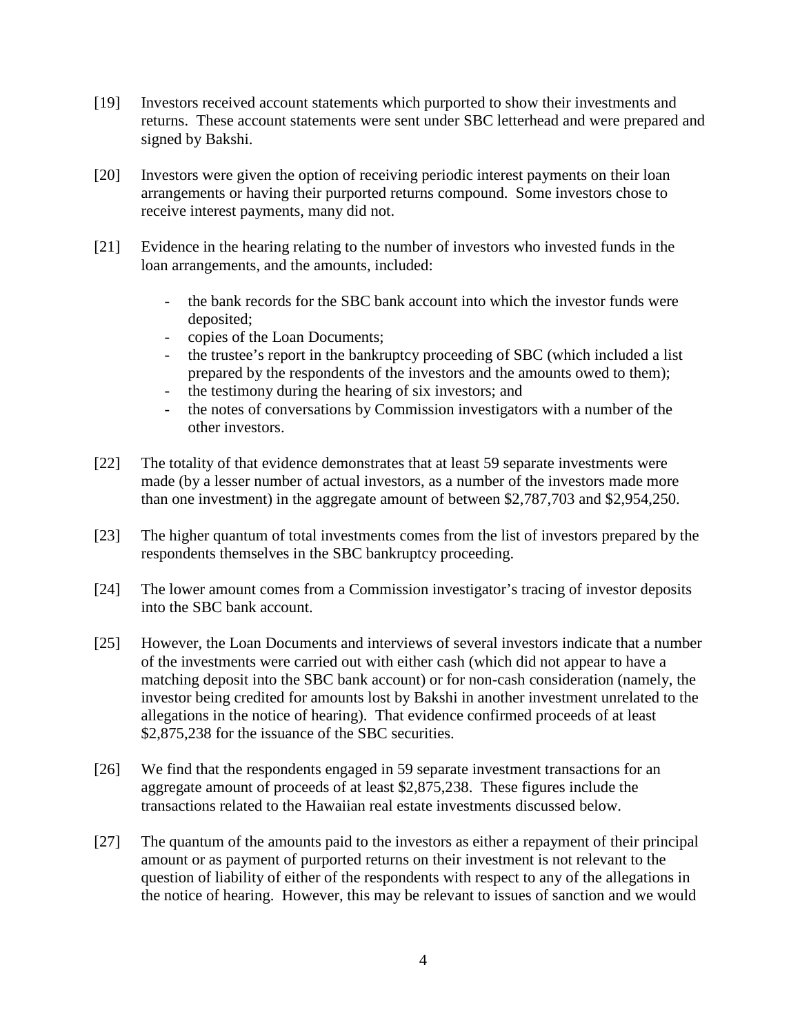[19] Investors received account statements which purported to show their investments and returns. These account statements were sent under SBC letterhead and were prepared and signed by Bakshi.

[20] Investors were given the option of receiving periodic interest payments on their loan arrangements or having their purported returns compound. Some investors chose to receive interest payments, many did not.

[21] Evidence in the hearing relating to the number of investors who invested funds in the loan arrangements, and the amounts, included:

- the bank records for the SBC bank account into which the investor funds were deposited;
- copies of the Loan Documents;
- the trustee's report in the bankruptcy proceeding of SBC (which included a list prepared by the respondents of the investors and the amounts owed to them);
- the testimony during the hearing of six investors; and
- the notes of conversations by Commission investigators with a number of the other investors.

[22] The totality of that evidence demonstrates that at least 59 separate investments were made (by a lesser number of actual investors, as a number of the investors made more than one investment) in the aggregate amount of between $2,787,703 and $2,954,250.

[23] The higher quantum of total investments comes from the list of investors prepared by the respondents themselves in the SBC bankruptcy proceeding.

[24] The lower amount comes from a Commission investigator's tracing of investor deposits into the SBC bank account.

[25] However, the Loan Documents and interviews of several investors indicate that a number of the investments were carried out with either cash (which did not appear to have a matching deposit into the SBC bank account) or for non-cash consideration (namely, the investor being credited for amounts lost by Bakshi in another investment unrelated to the allegations in the notice of hearing). That evidence confirmed proceeds of at least $2,875,238 for the issuance of the SBC securities.

[26] We find that the respondents engaged in 59 separate investment transactions for an aggregate amount of proceeds of at least $2,875,238. These figures include the transactions related to the Hawaiian real estate investments discussed below.

[27] The quantum of the amounts paid to the investors as either a repayment of their principal amount or as payment of purported returns on their investment is not relevant to the question of liability of either of the respondents with respect to any of the allegations in the notice of hearing. However, this may be relevant to issues of sanction and we would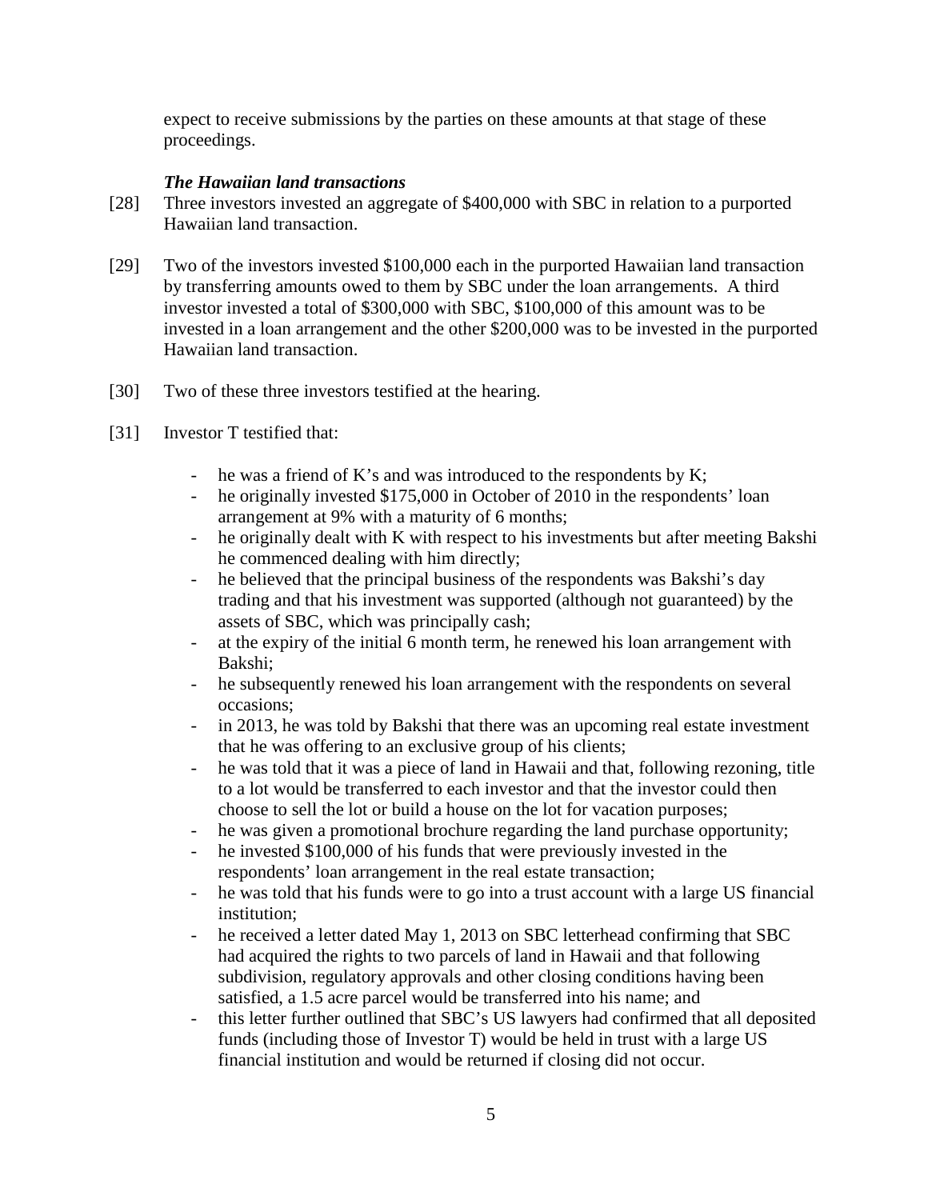expect to receive submissions by the parties on these amounts at that stage of these proceedings.

***The Hawaiian land transactions***

[28] Three investors invested an aggregate of $400,000 with SBC in relation to a purported Hawaiian land transaction.

[29] Two of the investors invested $100,000 each in the purported Hawaiian land transaction by transferring amounts owed to them by SBC under the loan arrangements. A third investor invested a total of $300,000 with SBC, $100,000 of this amount was to be invested in a loan arrangement and the other $200,000 was to be invested in the purported Hawaiian land transaction.

[30] Two of these three investors testified at the hearing.

[31] Investor T testified that:

- he was a friend of K's and was introduced to the respondents by K;
- he originally invested $175,000 in October of 2010 in the respondents' loan arrangement at 9% with a maturity of 6 months;
- he originally dealt with K with respect to his investments but after meeting Bakshi he commenced dealing with him directly;
- he believed that the principal business of the respondents was Bakshi's day trading and that his investment was supported (although not guaranteed) by the assets of SBC, which was principally cash;
- at the expiry of the initial 6 month term, he renewed his loan arrangement with Bakshi;
- he subsequently renewed his loan arrangement with the respondents on several occasions;
- in 2013, he was told by Bakshi that there was an upcoming real estate investment that he was offering to an exclusive group of his clients;
- he was told that it was a piece of land in Hawaii and that, following rezoning, title to a lot would be transferred to each investor and that the investor could then choose to sell the lot or build a house on the lot for vacation purposes;
- he was given a promotional brochure regarding the land purchase opportunity;
- he invested $100,000 of his funds that were previously invested in the respondents' loan arrangement in the real estate transaction;
- he was told that his funds were to go into a trust account with a large US financial institution;
- he received a letter dated May 1, 2013 on SBC letterhead confirming that SBC had acquired the rights to two parcels of land in Hawaii and that following subdivision, regulatory approvals and other closing conditions having been satisfied, a 1.5 acre parcel would be transferred into his name; and
- this letter further outlined that SBC's US lawyers had confirmed that all deposited funds (including those of Investor T) would be held in trust with a large US financial institution and would be returned if closing did not occur.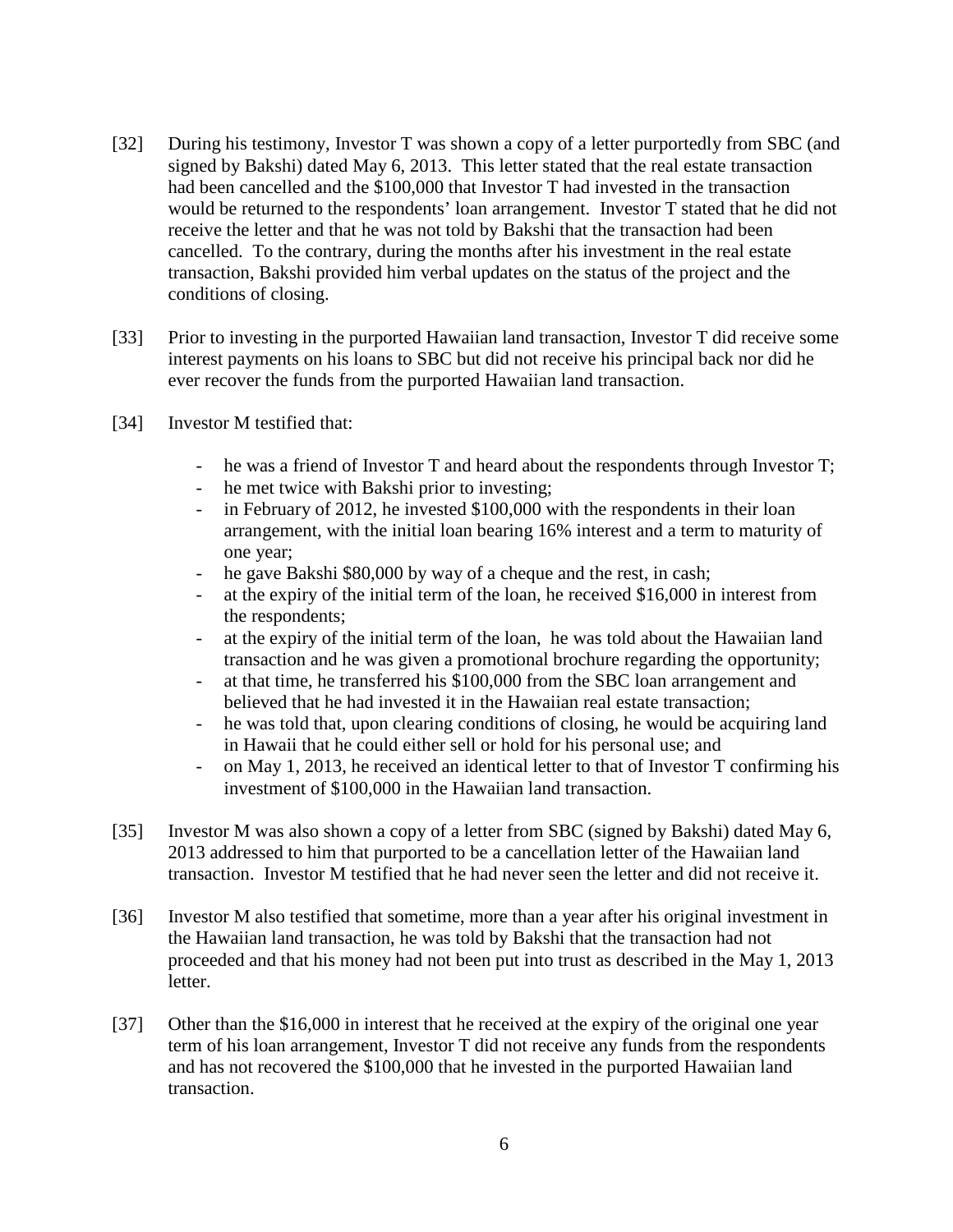[32] During his testimony, Investor T was shown a copy of a letter purportedly from SBC (and signed by Bakshi) dated May 6, 2013. This letter stated that the real estate transaction had been cancelled and the $100,000 that Investor T had invested in the transaction would be returned to the respondents' loan arrangement. Investor T stated that he did not receive the letter and that he was not told by Bakshi that the transaction had been cancelled. To the contrary, during the months after his investment in the real estate transaction, Bakshi provided him verbal updates on the status of the project and the conditions of closing.

[33] Prior to investing in the purported Hawaiian land transaction, Investor T did receive some interest payments on his loans to SBC but did not receive his principal back nor did he ever recover the funds from the purported Hawaiian land transaction.

[34] Investor M testified that:

- he was a friend of Investor T and heard about the respondents through Investor T;
- he met twice with Bakshi prior to investing;
- in February of 2012, he invested $100,000 with the respondents in their loan arrangement, with the initial loan bearing 16% interest and a term to maturity of one year;
- he gave Bakshi $80,000 by way of a cheque and the rest, in cash;
- at the expiry of the initial term of the loan, he received $16,000 in interest from the respondents;
- at the expiry of the initial term of the loan, he was told about the Hawaiian land transaction and he was given a promotional brochure regarding the opportunity;
- at that time, he transferred his $100,000 from the SBC loan arrangement and believed that he had invested it in the Hawaiian real estate transaction;
- he was told that, upon clearing conditions of closing, he would be acquiring land in Hawaii that he could either sell or hold for his personal use; and
- on May 1, 2013, he received an identical letter to that of Investor T confirming his investment of $100,000 in the Hawaiian land transaction.

[35] Investor M was also shown a copy of a letter from SBC (signed by Bakshi) dated May 6, 2013 addressed to him that purported to be a cancellation letter of the Hawaiian land transaction. Investor M testified that he had never seen the letter and did not receive it.

[36] Investor M also testified that sometime, more than a year after his original investment in the Hawaiian land transaction, he was told by Bakshi that the transaction had not proceeded and that his money had not been put into trust as described in the May 1, 2013 letter.

[37] Other than the $16,000 in interest that he received at the expiry of the original one year term of his loan arrangement, Investor T did not receive any funds from the respondents and has not recovered the $100,000 that he invested in the purported Hawaiian land transaction.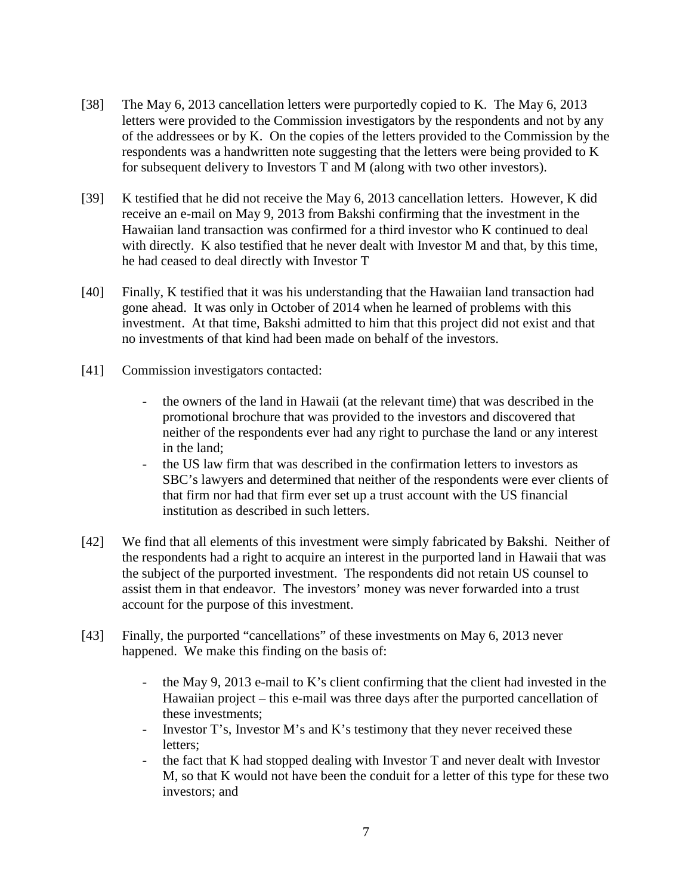[38] The May 6, 2013 cancellation letters were purportedly copied to K. The May 6, 2013 letters were provided to the Commission investigators by the respondents and not by any of the addressees or by K. On the copies of the letters provided to the Commission by the respondents was a handwritten note suggesting that the letters were being provided to K for subsequent delivery to Investors T and M (along with two other investors).

[39] K testified that he did not receive the May 6, 2013 cancellation letters. However, K did receive an e-mail on May 9, 2013 from Bakshi confirming that the investment in the Hawaiian land transaction was confirmed for a third investor who K continued to deal with directly. K also testified that he never dealt with Investor M and that, by this time, he had ceased to deal directly with Investor T

[40] Finally, K testified that it was his understanding that the Hawaiian land transaction had gone ahead. It was only in October of 2014 when he learned of problems with this investment. At that time, Bakshi admitted to him that this project did not exist and that no investments of that kind had been made on behalf of the investors.

[41] Commission investigators contacted:

- the owners of the land in Hawaii (at the relevant time) that was described in the promotional brochure that was provided to the investors and discovered that neither of the respondents ever had any right to purchase the land or any interest in the land;
- the US law firm that was described in the confirmation letters to investors as SBC's lawyers and determined that neither of the respondents were ever clients of that firm nor had that firm ever set up a trust account with the US financial institution as described in such letters.

[42] We find that all elements of this investment were simply fabricated by Bakshi. Neither of the respondents had a right to acquire an interest in the purported land in Hawaii that was the subject of the purported investment. The respondents did not retain US counsel to assist them in that endeavor. The investors' money was never forwarded into a trust account for the purpose of this investment.

[43] Finally, the purported "cancellations" of these investments on May 6, 2013 never happened. We make this finding on the basis of:

- the May 9, 2013 e-mail to K's client confirming that the client had invested in the Hawaiian project – this e-mail was three days after the purported cancellation of these investments;
- Investor T's, Investor M's and K's testimony that they never received these letters;
- the fact that K had stopped dealing with Investor T and never dealt with Investor M, so that K would not have been the conduit for a letter of this type for these two investors; and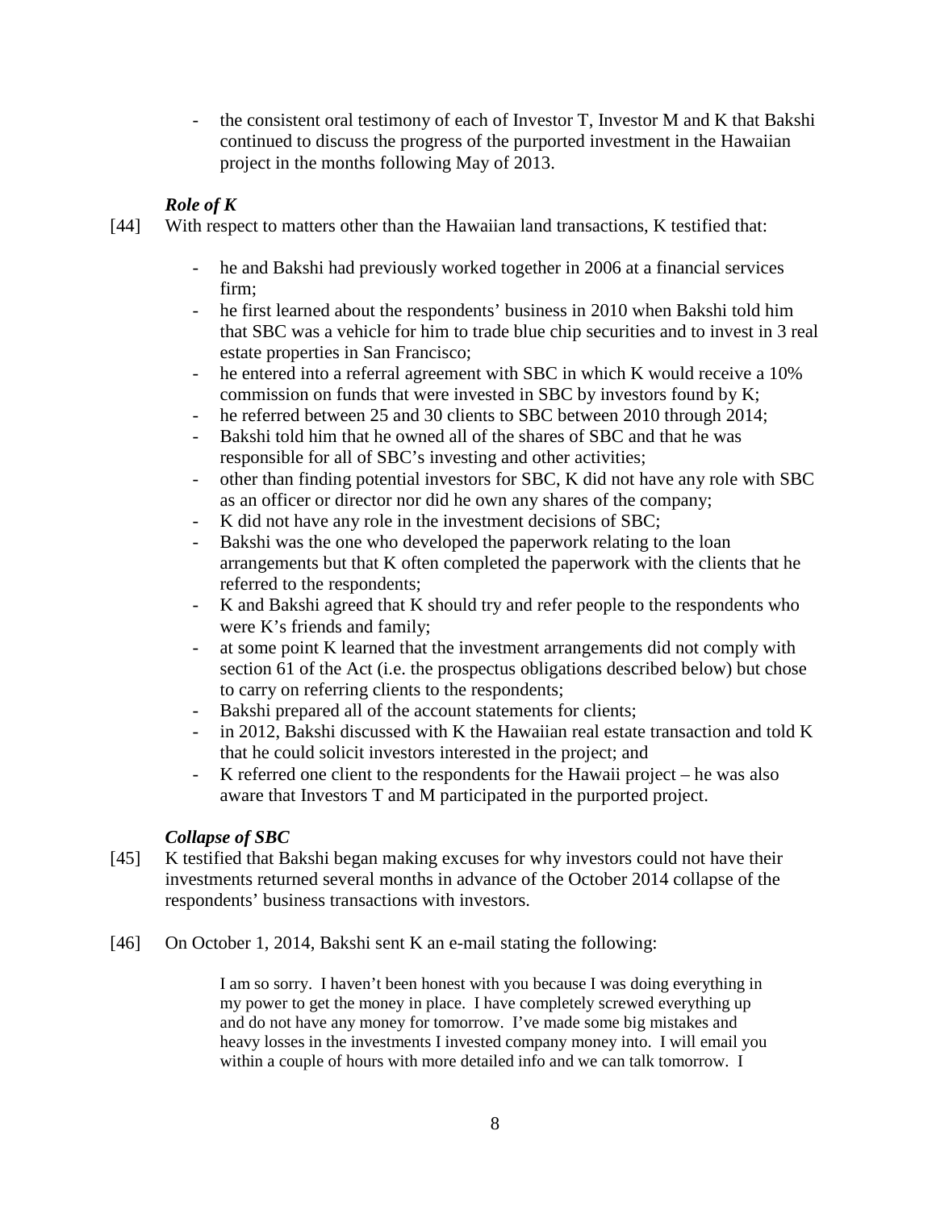- the consistent oral testimony of each of Investor T, Investor M and K that Bakshi continued to discuss the progress of the purported investment in the Hawaiian project in the months following May of 2013.

### *Role of K*

[44] With respect to matters other than the Hawaiian land transactions, K testified that:

- he and Bakshi had previously worked together in 2006 at a financial services firm;
- he first learned about the respondents' business in 2010 when Bakshi told him that SBC was a vehicle for him to trade blue chip securities and to invest in 3 real estate properties in San Francisco;
- he entered into a referral agreement with SBC in which K would receive a 10% commission on funds that were invested in SBC by investors found by K;
- he referred between 25 and 30 clients to SBC between 2010 through 2014;
- Bakshi told him that he owned all of the shares of SBC and that he was responsible for all of SBC's investing and other activities;
- other than finding potential investors for SBC, K did not have any role with SBC as an officer or director nor did he own any shares of the company;
- K did not have any role in the investment decisions of SBC;
- Bakshi was the one who developed the paperwork relating to the loan arrangements but that K often completed the paperwork with the clients that he referred to the respondents;
- K and Bakshi agreed that K should try and refer people to the respondents who were K's friends and family;
- at some point K learned that the investment arrangements did not comply with section 61 of the Act (i.e. the prospectus obligations described below) but chose to carry on referring clients to the respondents;
- Bakshi prepared all of the account statements for clients;
- in 2012, Bakshi discussed with K the Hawaiian real estate transaction and told K that he could solicit investors interested in the project; and
- K referred one client to the respondents for the Hawaii project – he was also aware that Investors T and M participated in the purported project.

### *Collapse of SBC*

[45] K testified that Bakshi began making excuses for why investors could not have their investments returned several months in advance of the October 2014 collapse of the respondents' business transactions with investors.

[46] On October 1, 2014, Bakshi sent K an e-mail stating the following:

> I am so sorry. I haven't been honest with you because I was doing everything in my power to get the money in place. I have completely screwed everything up and do not have any money for tomorrow. I've made some big mistakes and heavy losses in the investments I invested company money into. I will email you within a couple of hours with more detailed info and we can talk tomorrow. I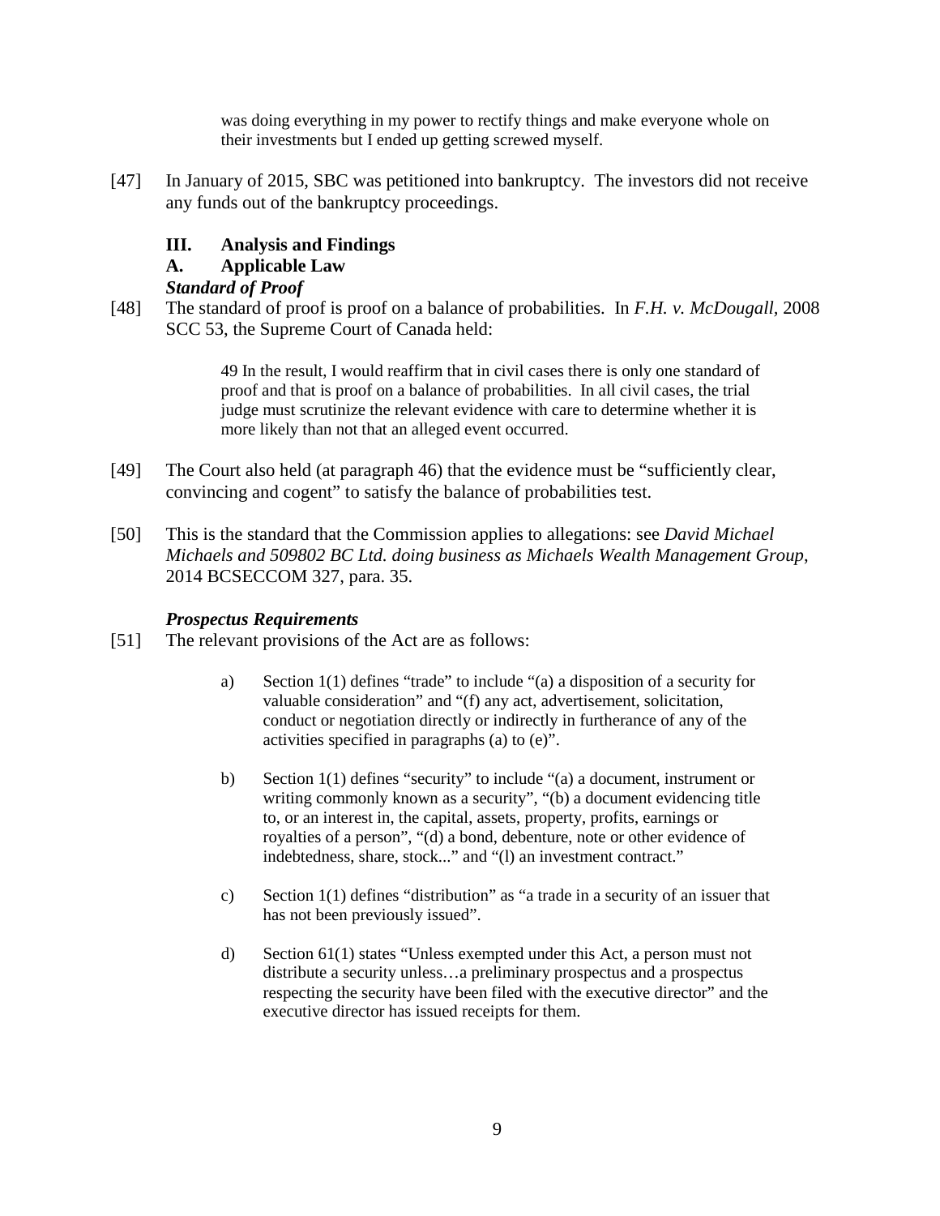> was doing everything in my power to rectify things and make everyone whole on their investments but I ended up getting screwed myself.

[47] In January of 2015, SBC was petitioned into bankruptcy. The investors did not receive any funds out of the bankruptcy proceedings.

## III. Analysis and Findings

### A. Applicable Law

***Standard of Proof***

[48] The standard of proof is proof on a balance of probabilities. In *F.H. v. McDougall*, 2008 SCC 53, the Supreme Court of Canada held:

> 49 In the result, I would reaffirm that in civil cases there is only one standard of proof and that is proof on a balance of probabilities. In all civil cases, the trial judge must scrutinize the relevant evidence with care to determine whether it is more likely than not that an alleged event occurred.

[49] The Court also held (at paragraph 46) that the evidence must be "sufficiently clear, convincing and cogent" to satisfy the balance of probabilities test.

[50] This is the standard that the Commission applies to allegations: see *David Michael Michaels and 509802 BC Ltd. doing business as Michaels Wealth Management Group*, 2014 BCSECCOM 327, para. 35.

***Prospectus Requirements***

[51] The relevant provisions of the Act are as follows:

> a) Section 1(1) defines "trade" to include "(a) a disposition of a security for valuable consideration" and "(f) any act, advertisement, solicitation, conduct or negotiation directly or indirectly in furtherance of any of the activities specified in paragraphs (a) to (e)".
>
> b) Section 1(1) defines "security" to include "(a) a document, instrument or writing commonly known as a security", "(b) a document evidencing title to, or an interest in, the capital, assets, property, profits, earnings or royalties of a person", "(d) a bond, debenture, note or other evidence of indebtedness, share, stock..." and "(l) an investment contract."
>
> c) Section 1(1) defines "distribution" as "a trade in a security of an issuer that has not been previously issued".
>
> d) Section 61(1) states "Unless exempted under this Act, a person must not distribute a security unless…a preliminary prospectus and a prospectus respecting the security have been filed with the executive director" and the executive director has issued receipts for them.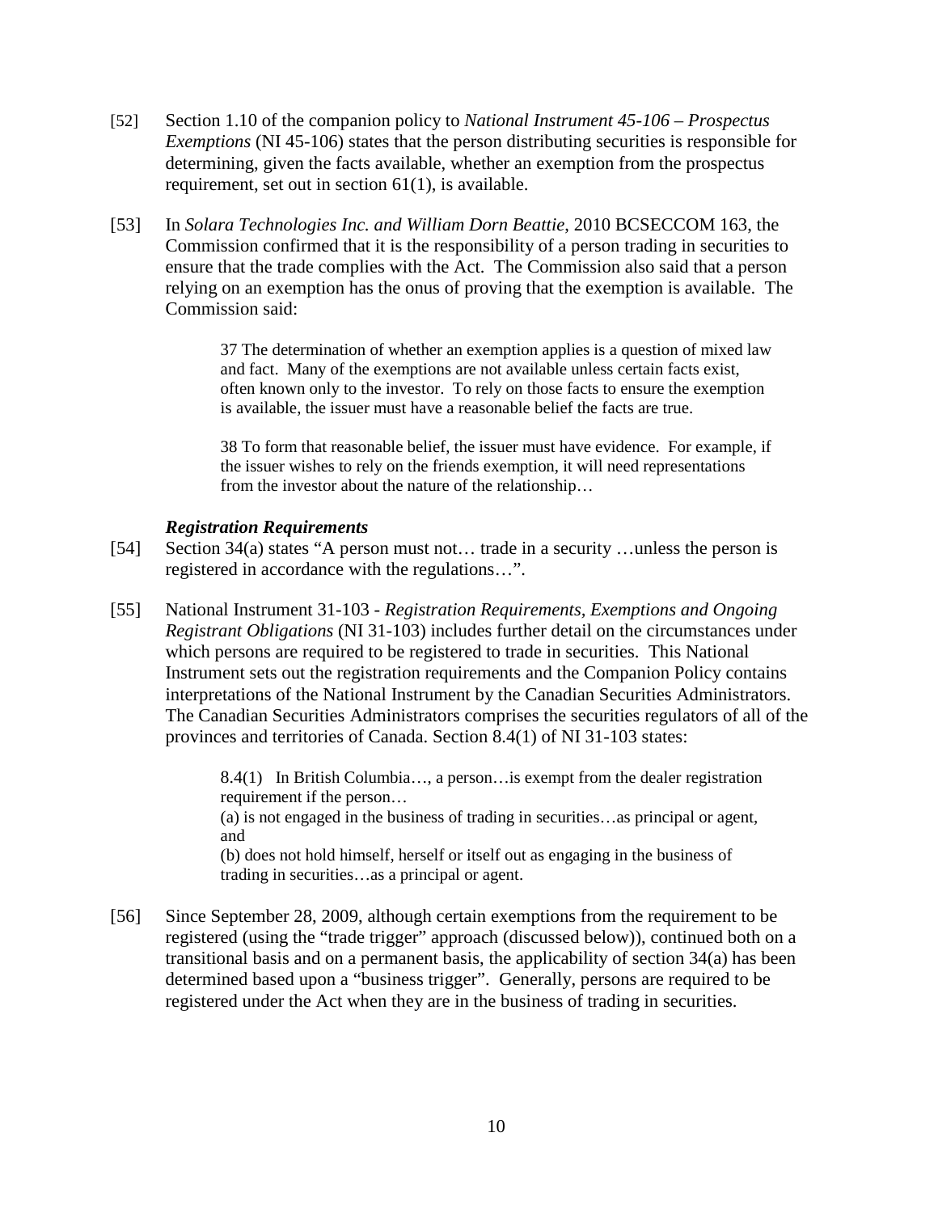[52] Section 1.10 of the companion policy to *National Instrument 45-106 – Prospectus Exemptions* (NI 45-106) states that the person distributing securities is responsible for determining, given the facts available, whether an exemption from the prospectus requirement, set out in section 61(1), is available.

[53] In *Solara Technologies Inc. and William Dorn Beattie*, 2010 BCSECCOM 163, the Commission confirmed that it is the responsibility of a person trading in securities to ensure that the trade complies with the Act. The Commission also said that a person relying on an exemption has the onus of proving that the exemption is available. The Commission said:

> 37 The determination of whether an exemption applies is a question of mixed law and fact. Many of the exemptions are not available unless certain facts exist, often known only to the investor. To rely on those facts to ensure the exemption is available, the issuer must have a reasonable belief the facts are true.
>
> 38 To form that reasonable belief, the issuer must have evidence. For example, if the issuer wishes to rely on the friends exemption, it will need representations from the investor about the nature of the relationship…

### *Registration Requirements*

[54] Section 34(a) states "A person must not… trade in a security …unless the person is registered in accordance with the regulations…".

[55] National Instrument 31-103 - *Registration Requirements, Exemptions and Ongoing Registrant Obligations* (NI 31-103) includes further detail on the circumstances under which persons are required to be registered to trade in securities. This National Instrument sets out the registration requirements and the Companion Policy contains interpretations of the National Instrument by the Canadian Securities Administrators. The Canadian Securities Administrators comprises the securities regulators of all of the provinces and territories of Canada. Section 8.4(1) of NI 31-103 states:

> 8.4(1) In British Columbia…, a person…is exempt from the dealer registration requirement if the person…
>
> (a) is not engaged in the business of trading in securities…as principal or agent, and
>
> (b) does not hold himself, herself or itself out as engaging in the business of trading in securities…as a principal or agent.

[56] Since September 28, 2009, although certain exemptions from the requirement to be registered (using the "trade trigger" approach (discussed below)), continued both on a transitional basis and on a permanent basis, the applicability of section 34(a) has been determined based upon a "business trigger". Generally, persons are required to be registered under the Act when they are in the business of trading in securities.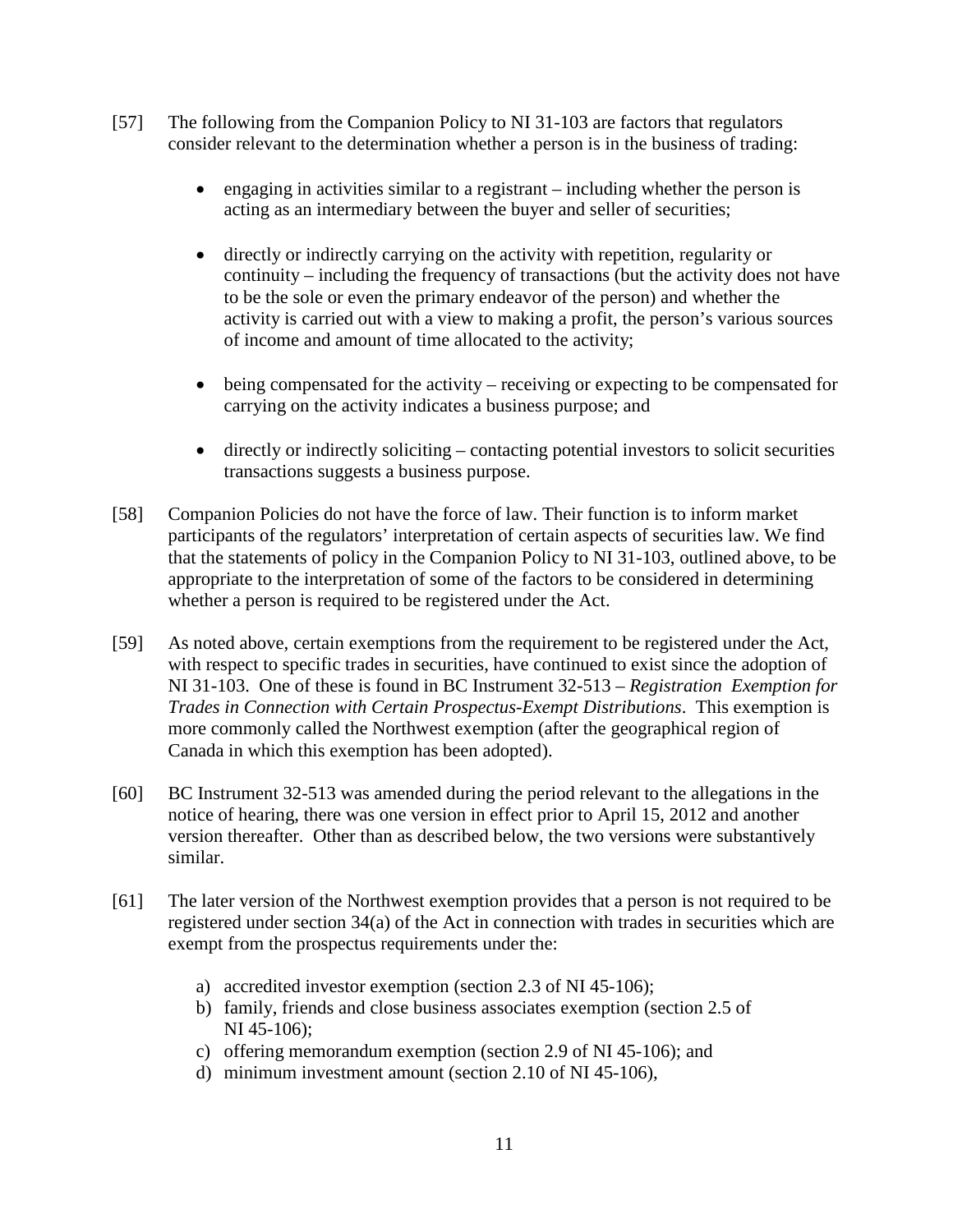[57] The following from the Companion Policy to NI 31-103 are factors that regulators consider relevant to the determination whether a person is in the business of trading:

- engaging in activities similar to a registrant – including whether the person is acting as an intermediary between the buyer and seller of securities;
- directly or indirectly carrying on the activity with repetition, regularity or continuity – including the frequency of transactions (but the activity does not have to be the sole or even the primary endeavor of the person) and whether the activity is carried out with a view to making a profit, the person's various sources of income and amount of time allocated to the activity;
- being compensated for the activity – receiving or expecting to be compensated for carrying on the activity indicates a business purpose; and
- directly or indirectly soliciting – contacting potential investors to solicit securities transactions suggests a business purpose.

[58] Companion Policies do not have the force of law. Their function is to inform market participants of the regulators' interpretation of certain aspects of securities law. We find that the statements of policy in the Companion Policy to NI 31-103, outlined above, to be appropriate to the interpretation of some of the factors to be considered in determining whether a person is required to be registered under the Act.

[59] As noted above, certain exemptions from the requirement to be registered under the Act, with respect to specific trades in securities, have continued to exist since the adoption of NI 31-103. One of these is found in BC Instrument 32-513 – *Registration Exemption for Trades in Connection with Certain Prospectus-Exempt Distributions*. This exemption is more commonly called the Northwest exemption (after the geographical region of Canada in which this exemption has been adopted).

[60] BC Instrument 32-513 was amended during the period relevant to the allegations in the notice of hearing, there was one version in effect prior to April 15, 2012 and another version thereafter. Other than as described below, the two versions were substantively similar.

[61] The later version of the Northwest exemption provides that a person is not required to be registered under section 34(a) of the Act in connection with trades in securities which are exempt from the prospectus requirements under the:

a) accredited investor exemption (section 2.3 of NI 45-106);
b) family, friends and close business associates exemption (section 2.5 of NI 45-106);
c) offering memorandum exemption (section 2.9 of NI 45-106); and
d) minimum investment amount (section 2.10 of NI 45-106),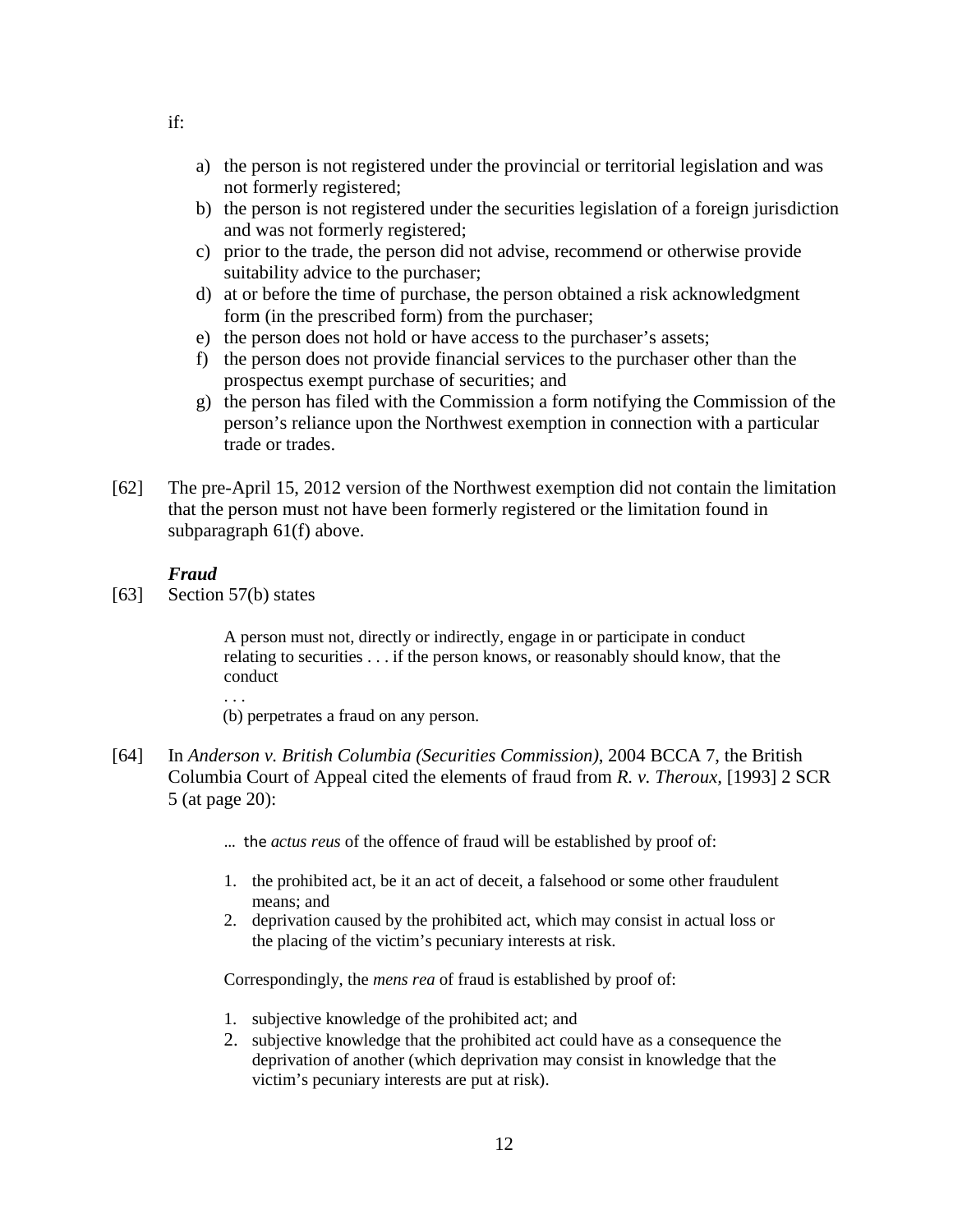if:

a) the person is not registered under the provincial or territorial legislation and was not formerly registered;
b) the person is not registered under the securities legislation of a foreign jurisdiction and was not formerly registered;
c) prior to the trade, the person did not advise, recommend or otherwise provide suitability advice to the purchaser;
d) at or before the time of purchase, the person obtained a risk acknowledgment form (in the prescribed form) from the purchaser;
e) the person does not hold or have access to the purchaser's assets;
f) the person does not provide financial services to the purchaser other than the prospectus exempt purchase of securities; and
g) the person has filed with the Commission a form notifying the Commission of the person's reliance upon the Northwest exemption in connection with a particular trade or trades.

[62] The pre-April 15, 2012 version of the Northwest exemption did not contain the limitation that the person must not have been formerly registered or the limitation found in subparagraph 61(f) above.

### *Fraud*

[63] Section 57(b) states

> A person must not, directly or indirectly, engage in or participate in conduct relating to securities . . . if the person knows, or reasonably should know, that the conduct
>
> . . .
>
> (b) perpetrates a fraud on any person.

[64] In *Anderson v. British Columbia (Securities Commission)*, 2004 BCCA 7, the British Columbia Court of Appeal cited the elements of fraud from *R. v. Theroux,* [1993] 2 SCR 5 (at page 20):

> … the *actus reus* of the offence of fraud will be established by proof of:
>
> 1. the prohibited act, be it an act of deceit, a falsehood or some other fraudulent means; and
> 2. deprivation caused by the prohibited act, which may consist in actual loss or the placing of the victim's pecuniary interests at risk.
>
> Correspondingly, the *mens rea* of fraud is established by proof of:
>
> 1. subjective knowledge of the prohibited act; and
> 2. subjective knowledge that the prohibited act could have as a consequence the deprivation of another (which deprivation may consist in knowledge that the victim's pecuniary interests are put at risk).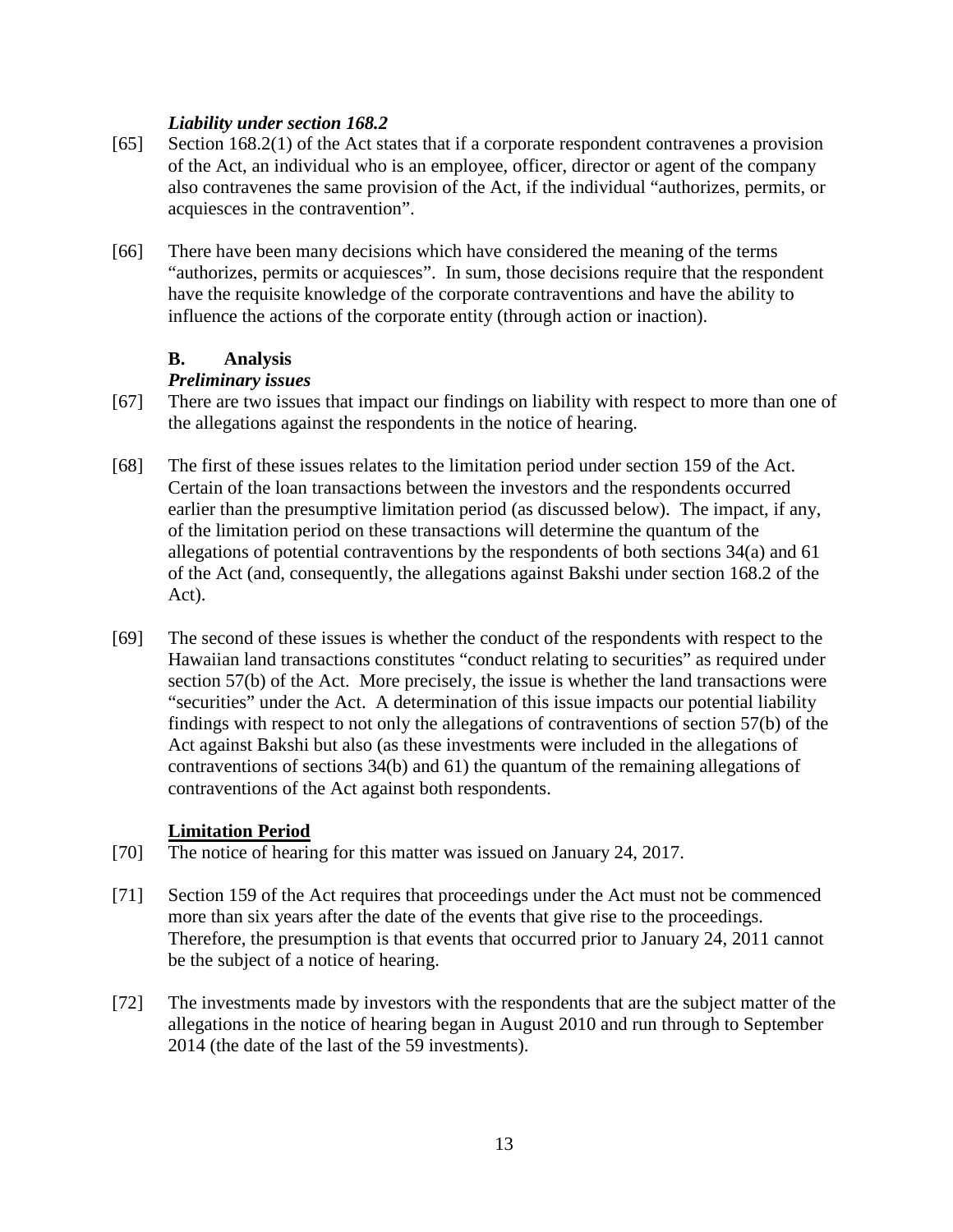***Liability under section 168.2***

[65] Section 168.2(1) of the Act states that if a corporate respondent contravenes a provision of the Act, an individual who is an employee, officer, director or agent of the company also contravenes the same provision of the Act, if the individual "authorizes, permits, or acquiesces in the contravention".

[66] There have been many decisions which have considered the meaning of the terms "authorizes, permits or acquiesces". In sum, those decisions require that the respondent have the requisite knowledge of the corporate contraventions and have the ability to influence the actions of the corporate entity (through action or inaction).

## B. Analysis

***Preliminary issues***

[67] There are two issues that impact our findings on liability with respect to more than one of the allegations against the respondents in the notice of hearing.

[68] The first of these issues relates to the limitation period under section 159 of the Act. Certain of the loan transactions between the investors and the respondents occurred earlier than the presumptive limitation period (as discussed below). The impact, if any, of the limitation period on these transactions will determine the quantum of the allegations of potential contraventions by the respondents of both sections 34(a) and 61 of the Act (and, consequently, the allegations against Bakshi under section 168.2 of the Act).

[69] The second of these issues is whether the conduct of the respondents with respect to the Hawaiian land transactions constitutes "conduct relating to securities" as required under section 57(b) of the Act. More precisely, the issue is whether the land transactions were "securities" under the Act. A determination of this issue impacts our potential liability findings with respect to not only the allegations of contraventions of section 57(b) of the Act against Bakshi but also (as these investments were included in the allegations of contraventions of sections 34(b) and 61) the quantum of the remaining allegations of contraventions of the Act against both respondents.

**Limitation Period**

[70] The notice of hearing for this matter was issued on January 24, 2017.

[71] Section 159 of the Act requires that proceedings under the Act must not be commenced more than six years after the date of the events that give rise to the proceedings. Therefore, the presumption is that events that occurred prior to January 24, 2011 cannot be the subject of a notice of hearing.

[72] The investments made by investors with the respondents that are the subject matter of the allegations in the notice of hearing began in August 2010 and run through to September 2014 (the date of the last of the 59 investments).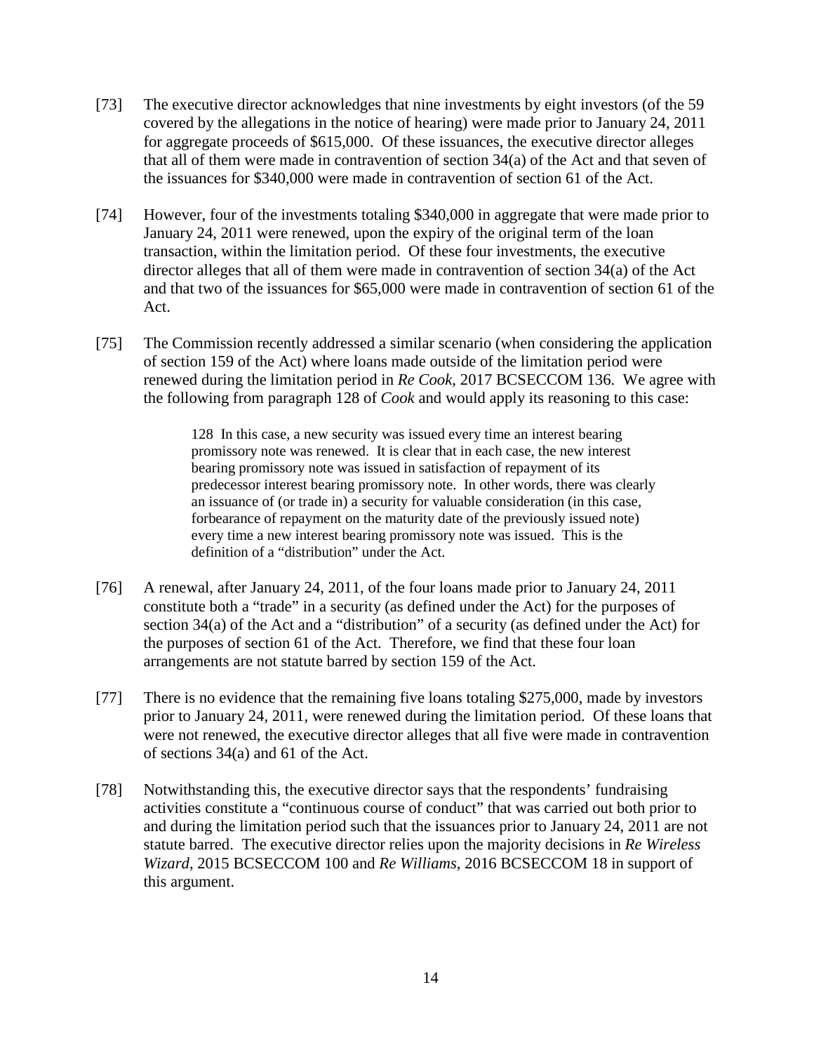[73] The executive director acknowledges that nine investments by eight investors (of the 59 covered by the allegations in the notice of hearing) were made prior to January 24, 2011 for aggregate proceeds of $615,000. Of these issuances, the executive director alleges that all of them were made in contravention of section 34(a) of the Act and that seven of the issuances for $340,000 were made in contravention of section 61 of the Act.

[74] However, four of the investments totaling $340,000 in aggregate that were made prior to January 24, 2011 were renewed, upon the expiry of the original term of the loan transaction, within the limitation period. Of these four investments, the executive director alleges that all of them were made in contravention of section 34(a) of the Act and that two of the issuances for $65,000 were made in contravention of section 61 of the Act.

[75] The Commission recently addressed a similar scenario (when considering the application of section 159 of the Act) where loans made outside of the limitation period were renewed during the limitation period in *Re Cook*, 2017 BCSECCOM 136. We agree with the following from paragraph 128 of *Cook* and would apply its reasoning to this case:

> 128 In this case, a new security was issued every time an interest bearing promissory note was renewed. It is clear that in each case, the new interest bearing promissory note was issued in satisfaction of repayment of its predecessor interest bearing promissory note. In other words, there was clearly an issuance of (or trade in) a security for valuable consideration (in this case, forbearance of repayment on the maturity date of the previously issued note) every time a new interest bearing promissory note was issued. This is the definition of a "distribution" under the Act.

[76] A renewal, after January 24, 2011, of the four loans made prior to January 24, 2011 constitute both a "trade" in a security (as defined under the Act) for the purposes of section 34(a) of the Act and a "distribution" of a security (as defined under the Act) for the purposes of section 61 of the Act. Therefore, we find that these four loan arrangements are not statute barred by section 159 of the Act.

[77] There is no evidence that the remaining five loans totaling $275,000, made by investors prior to January 24, 2011, were renewed during the limitation period. Of these loans that were not renewed, the executive director alleges that all five were made in contravention of sections 34(a) and 61 of the Act.

[78] Notwithstanding this, the executive director says that the respondents' fundraising activities constitute a "continuous course of conduct" that was carried out both prior to and during the limitation period such that the issuances prior to January 24, 2011 are not statute barred. The executive director relies upon the majority decisions in *Re Wireless Wizard*, 2015 BCSECCOM 100 and *Re Williams*, 2016 BCSECCOM 18 in support of this argument.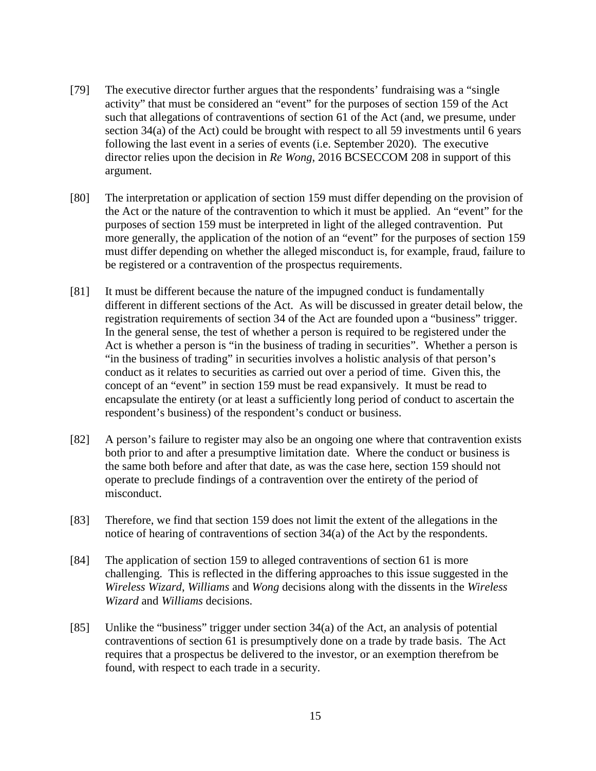[79] The executive director further argues that the respondents' fundraising was a "single activity" that must be considered an "event" for the purposes of section 159 of the Act such that allegations of contraventions of section 61 of the Act (and, we presume, under section 34(a) of the Act) could be brought with respect to all 59 investments until 6 years following the last event in a series of events (i.e. September 2020). The executive director relies upon the decision in *Re Wong*, 2016 BCSECCOM 208 in support of this argument.

[80] The interpretation or application of section 159 must differ depending on the provision of the Act or the nature of the contravention to which it must be applied. An "event" for the purposes of section 159 must be interpreted in light of the alleged contravention. Put more generally, the application of the notion of an "event" for the purposes of section 159 must differ depending on whether the alleged misconduct is, for example, fraud, failure to be registered or a contravention of the prospectus requirements.

[81] It must be different because the nature of the impugned conduct is fundamentally different in different sections of the Act. As will be discussed in greater detail below, the registration requirements of section 34 of the Act are founded upon a "business" trigger. In the general sense, the test of whether a person is required to be registered under the Act is whether a person is "in the business of trading in securities". Whether a person is "in the business of trading" in securities involves a holistic analysis of that person's conduct as it relates to securities as carried out over a period of time. Given this, the concept of an "event" in section 159 must be read expansively. It must be read to encapsulate the entirety (or at least a sufficiently long period of conduct to ascertain the respondent's business) of the respondent's conduct or business.

[82] A person's failure to register may also be an ongoing one where that contravention exists both prior to and after a presumptive limitation date. Where the conduct or business is the same both before and after that date, as was the case here, section 159 should not operate to preclude findings of a contravention over the entirety of the period of misconduct.

[83] Therefore, we find that section 159 does not limit the extent of the allegations in the notice of hearing of contraventions of section 34(a) of the Act by the respondents.

[84] The application of section 159 to alleged contraventions of section 61 is more challenging. This is reflected in the differing approaches to this issue suggested in the *Wireless Wizard*, *Williams* and *Wong* decisions along with the dissents in the *Wireless Wizard* and *Williams* decisions.

[85] Unlike the "business" trigger under section 34(a) of the Act, an analysis of potential contraventions of section 61 is presumptively done on a trade by trade basis. The Act requires that a prospectus be delivered to the investor, or an exemption therefrom be found, with respect to each trade in a security.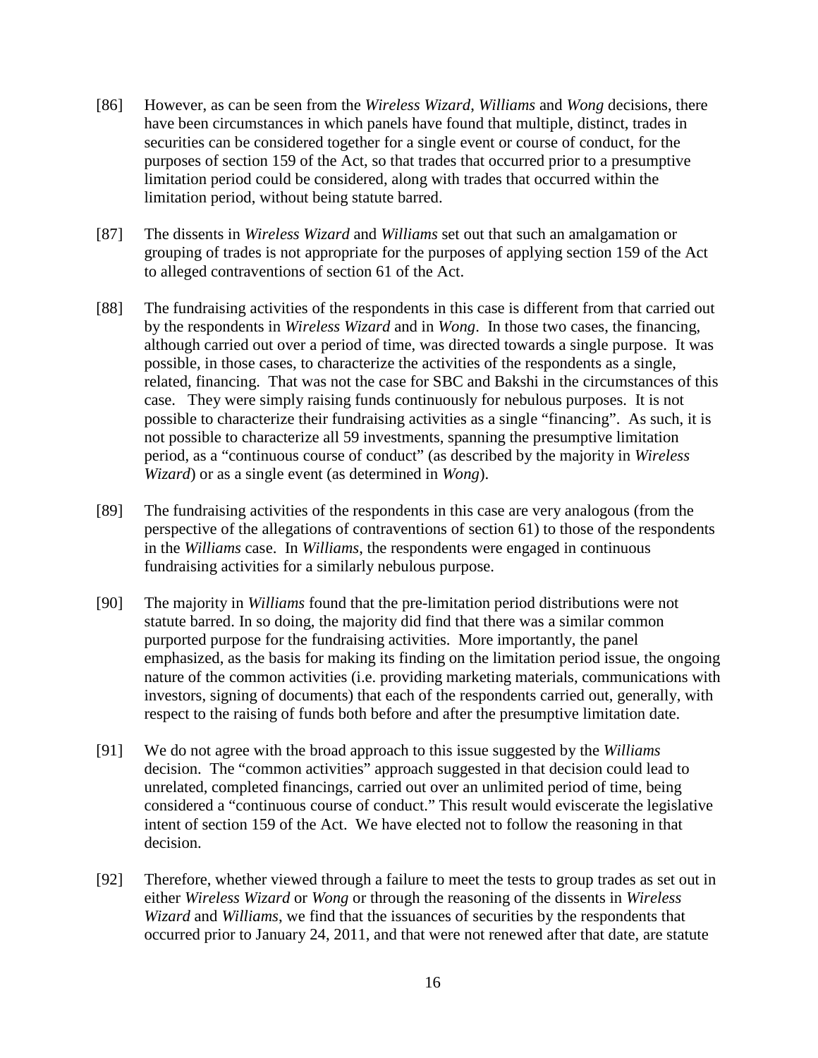[86] However, as can be seen from the *Wireless Wizard*, *Williams* and *Wong* decisions, there have been circumstances in which panels have found that multiple, distinct, trades in securities can be considered together for a single event or course of conduct, for the purposes of section 159 of the Act, so that trades that occurred prior to a presumptive limitation period could be considered, along with trades that occurred within the limitation period, without being statute barred.

[87] The dissents in *Wireless Wizard* and *Williams* set out that such an amalgamation or grouping of trades is not appropriate for the purposes of applying section 159 of the Act to alleged contraventions of section 61 of the Act.

[88] The fundraising activities of the respondents in this case is different from that carried out by the respondents in *Wireless Wizard* and in *Wong*. In those two cases, the financing, although carried out over a period of time, was directed towards a single purpose. It was possible, in those cases, to characterize the activities of the respondents as a single, related, financing. That was not the case for SBC and Bakshi in the circumstances of this case. They were simply raising funds continuously for nebulous purposes. It is not possible to characterize their fundraising activities as a single "financing". As such, it is not possible to characterize all 59 investments, spanning the presumptive limitation period, as a "continuous course of conduct" (as described by the majority in *Wireless Wizard*) or as a single event (as determined in *Wong*).

[89] The fundraising activities of the respondents in this case are very analogous (from the perspective of the allegations of contraventions of section 61) to those of the respondents in the *Williams* case. In *Williams,* the respondents were engaged in continuous fundraising activities for a similarly nebulous purpose.

[90] The majority in *Williams* found that the pre-limitation period distributions were not statute barred. In so doing, the majority did find that there was a similar common purported purpose for the fundraising activities. More importantly, the panel emphasized, as the basis for making its finding on the limitation period issue, the ongoing nature of the common activities (i.e. providing marketing materials, communications with investors, signing of documents) that each of the respondents carried out, generally, with respect to the raising of funds both before and after the presumptive limitation date.

[91] We do not agree with the broad approach to this issue suggested by the *Williams* decision. The "common activities" approach suggested in that decision could lead to unrelated, completed financings, carried out over an unlimited period of time, being considered a "continuous course of conduct." This result would eviscerate the legislative intent of section 159 of the Act. We have elected not to follow the reasoning in that decision.

[92] Therefore, whether viewed through a failure to meet the tests to group trades as set out in either *Wireless Wizard* or *Wong* or through the reasoning of the dissents in *Wireless Wizard* and *Williams*, we find that the issuances of securities by the respondents that occurred prior to January 24, 2011, and that were not renewed after that date, are statute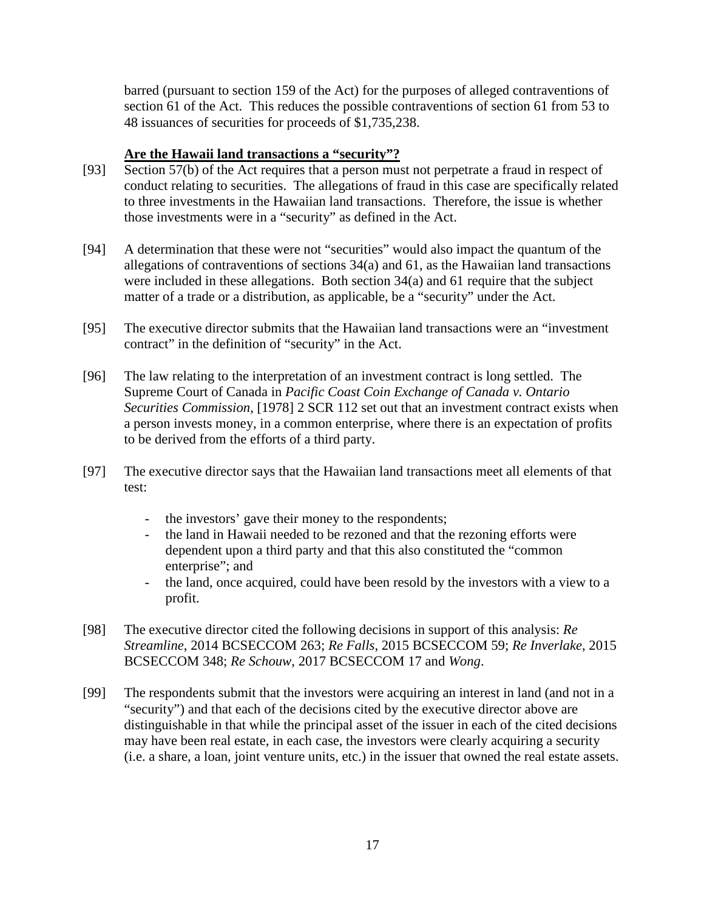barred (pursuant to section 159 of the Act) for the purposes of alleged contraventions of section 61 of the Act. This reduces the possible contraventions of section 61 from 53 to 48 issuances of securities for proceeds of $1,735,238.

**Are the Hawaii land transactions a "security"?**

[93] Section 57(b) of the Act requires that a person must not perpetrate a fraud in respect of conduct relating to securities. The allegations of fraud in this case are specifically related to three investments in the Hawaiian land transactions. Therefore, the issue is whether those investments were in a "security" as defined in the Act.

[94] A determination that these were not "securities" would also impact the quantum of the allegations of contraventions of sections 34(a) and 61, as the Hawaiian land transactions were included in these allegations. Both section 34(a) and 61 require that the subject matter of a trade or a distribution, as applicable, be a "security" under the Act.

[95] The executive director submits that the Hawaiian land transactions were an "investment contract" in the definition of "security" in the Act.

[96] The law relating to the interpretation of an investment contract is long settled. The Supreme Court of Canada in *Pacific Coast Coin Exchange of Canada v. Ontario Securities Commission*, [1978] 2 SCR 112 set out that an investment contract exists when a person invests money, in a common enterprise, where there is an expectation of profits to be derived from the efforts of a third party.

[97] The executive director says that the Hawaiian land transactions meet all elements of that test:

- the investors' gave their money to the respondents;
- the land in Hawaii needed to be rezoned and that the rezoning efforts were dependent upon a third party and that this also constituted the "common enterprise"; and
- the land, once acquired, could have been resold by the investors with a view to a profit.

[98] The executive director cited the following decisions in support of this analysis: *Re Streamline*, 2014 BCSECCOM 263; *Re Falls*, 2015 BCSECCOM 59; *Re Inverlake*, 2015 BCSECCOM 348; *Re Schouw*, 2017 BCSECCOM 17 and *Wong*.

[99] The respondents submit that the investors were acquiring an interest in land (and not in a "security") and that each of the decisions cited by the executive director above are distinguishable in that while the principal asset of the issuer in each of the cited decisions may have been real estate, in each case, the investors were clearly acquiring a security (i.e. a share, a loan, joint venture units, etc.) in the issuer that owned the real estate assets.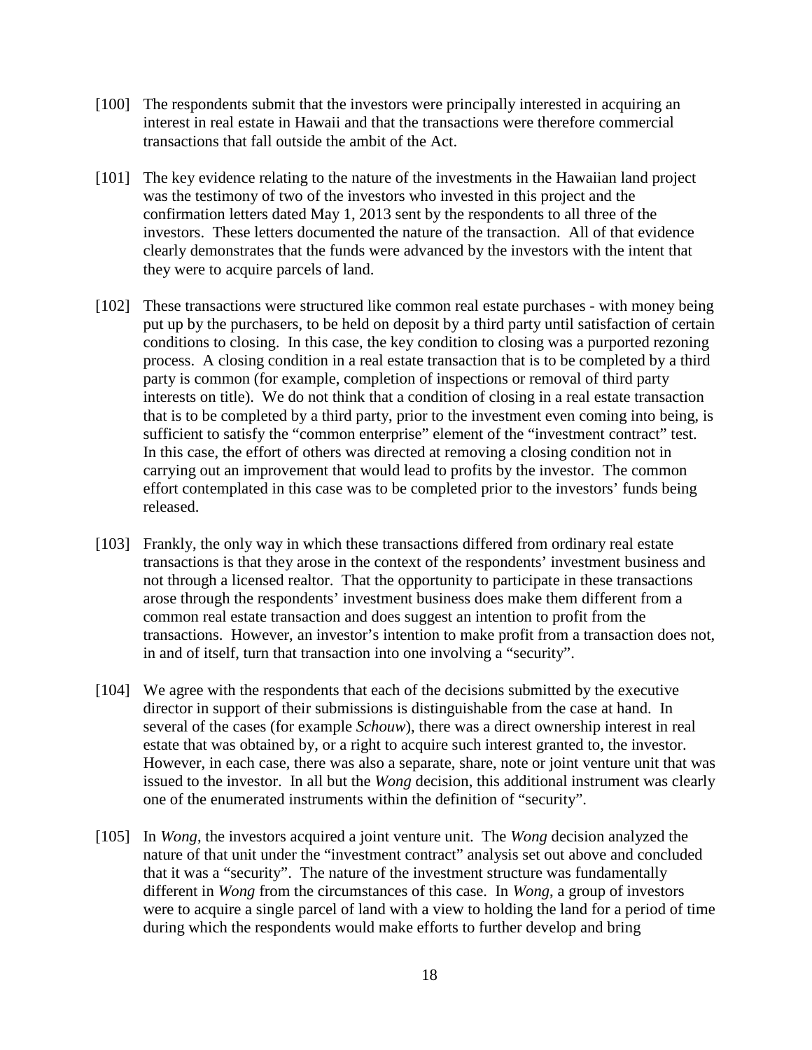[100] The respondents submit that the investors were principally interested in acquiring an interest in real estate in Hawaii and that the transactions were therefore commercial transactions that fall outside the ambit of the Act.

[101] The key evidence relating to the nature of the investments in the Hawaiian land project was the testimony of two of the investors who invested in this project and the confirmation letters dated May 1, 2013 sent by the respondents to all three of the investors. These letters documented the nature of the transaction. All of that evidence clearly demonstrates that the funds were advanced by the investors with the intent that they were to acquire parcels of land.

[102] These transactions were structured like common real estate purchases - with money being put up by the purchasers, to be held on deposit by a third party until satisfaction of certain conditions to closing. In this case, the key condition to closing was a purported rezoning process. A closing condition in a real estate transaction that is to be completed by a third party is common (for example, completion of inspections or removal of third party interests on title). We do not think that a condition of closing in a real estate transaction that is to be completed by a third party, prior to the investment even coming into being, is sufficient to satisfy the "common enterprise" element of the "investment contract" test. In this case, the effort of others was directed at removing a closing condition not in carrying out an improvement that would lead to profits by the investor. The common effort contemplated in this case was to be completed prior to the investors' funds being released.

[103] Frankly, the only way in which these transactions differed from ordinary real estate transactions is that they arose in the context of the respondents' investment business and not through a licensed realtor. That the opportunity to participate in these transactions arose through the respondents' investment business does make them different from a common real estate transaction and does suggest an intention to profit from the transactions. However, an investor's intention to make profit from a transaction does not, in and of itself, turn that transaction into one involving a "security".

[104] We agree with the respondents that each of the decisions submitted by the executive director in support of their submissions is distinguishable from the case at hand. In several of the cases (for example *Schouw*), there was a direct ownership interest in real estate that was obtained by, or a right to acquire such interest granted to, the investor. However, in each case, there was also a separate, share, note or joint venture unit that was issued to the investor. In all but the *Wong* decision, this additional instrument was clearly one of the enumerated instruments within the definition of "security".

[105] In *Wong*, the investors acquired a joint venture unit. The *Wong* decision analyzed the nature of that unit under the "investment contract" analysis set out above and concluded that it was a "security". The nature of the investment structure was fundamentally different in *Wong* from the circumstances of this case. In *Wong*, a group of investors were to acquire a single parcel of land with a view to holding the land for a period of time during which the respondents would make efforts to further develop and bring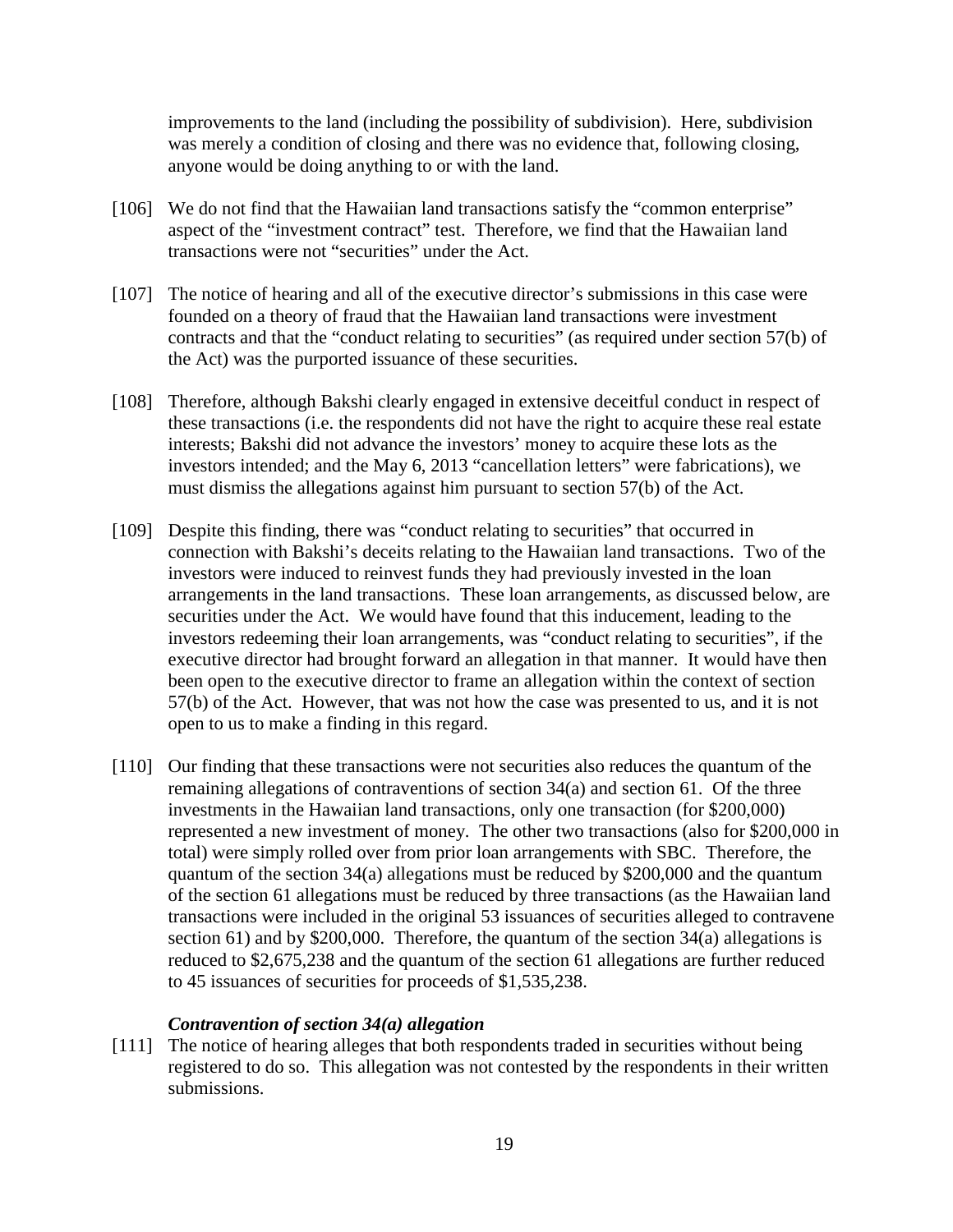improvements to the land (including the possibility of subdivision). Here, subdivision was merely a condition of closing and there was no evidence that, following closing, anyone would be doing anything to or with the land.

[106] We do not find that the Hawaiian land transactions satisfy the "common enterprise" aspect of the "investment contract" test. Therefore, we find that the Hawaiian land transactions were not "securities" under the Act.

[107] The notice of hearing and all of the executive director's submissions in this case were founded on a theory of fraud that the Hawaiian land transactions were investment contracts and that the "conduct relating to securities" (as required under section 57(b) of the Act) was the purported issuance of these securities.

[108] Therefore, although Bakshi clearly engaged in extensive deceitful conduct in respect of these transactions (i.e. the respondents did not have the right to acquire these real estate interests; Bakshi did not advance the investors' money to acquire these lots as the investors intended; and the May 6, 2013 "cancellation letters" were fabrications), we must dismiss the allegations against him pursuant to section 57(b) of the Act.

[109] Despite this finding, there was "conduct relating to securities" that occurred in connection with Bakshi's deceits relating to the Hawaiian land transactions. Two of the investors were induced to reinvest funds they had previously invested in the loan arrangements in the land transactions. These loan arrangements, as discussed below, are securities under the Act. We would have found that this inducement, leading to the investors redeeming their loan arrangements, was "conduct relating to securities", if the executive director had brought forward an allegation in that manner. It would have then been open to the executive director to frame an allegation within the context of section 57(b) of the Act. However, that was not how the case was presented to us, and it is not open to us to make a finding in this regard.

[110] Our finding that these transactions were not securities also reduces the quantum of the remaining allegations of contraventions of section 34(a) and section 61. Of the three investments in the Hawaiian land transactions, only one transaction (for $200,000) represented a new investment of money. The other two transactions (also for $200,000 in total) were simply rolled over from prior loan arrangements with SBC. Therefore, the quantum of the section 34(a) allegations must be reduced by $200,000 and the quantum of the section 61 allegations must be reduced by three transactions (as the Hawaiian land transactions were included in the original 53 issuances of securities alleged to contravene section 61) and by $200,000. Therefore, the quantum of the section 34(a) allegations is reduced to $2,675,238 and the quantum of the section 61 allegations are further reduced to 45 issuances of securities for proceeds of $1,535,238.

***Contravention of section 34(a) allegation***

[111] The notice of hearing alleges that both respondents traded in securities without being registered to do so. This allegation was not contested by the respondents in their written submissions.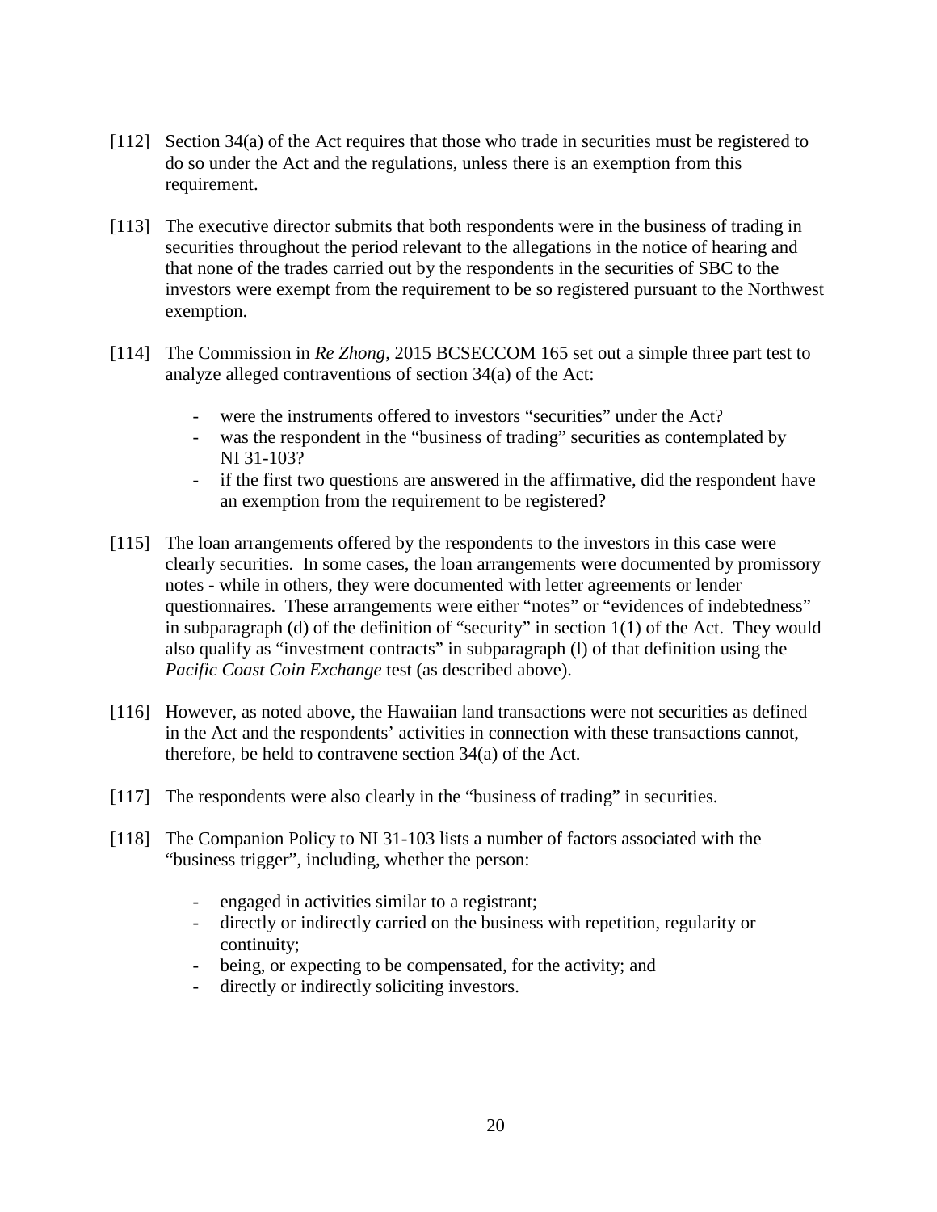[112] Section 34(a) of the Act requires that those who trade in securities must be registered to do so under the Act and the regulations, unless there is an exemption from this requirement.

[113] The executive director submits that both respondents were in the business of trading in securities throughout the period relevant to the allegations in the notice of hearing and that none of the trades carried out by the respondents in the securities of SBC to the investors were exempt from the requirement to be so registered pursuant to the Northwest exemption.

[114] The Commission in *Re Zhong*, 2015 BCSECCOM 165 set out a simple three part test to analyze alleged contraventions of section 34(a) of the Act:

- were the instruments offered to investors "securities" under the Act?
- was the respondent in the "business of trading" securities as contemplated by NI 31-103?
- if the first two questions are answered in the affirmative, did the respondent have an exemption from the requirement to be registered?

[115] The loan arrangements offered by the respondents to the investors in this case were clearly securities. In some cases, the loan arrangements were documented by promissory notes - while in others, they were documented with letter agreements or lender questionnaires. These arrangements were either "notes" or "evidences of indebtedness" in subparagraph (d) of the definition of "security" in section 1(1) of the Act. They would also qualify as "investment contracts" in subparagraph (l) of that definition using the *Pacific Coast Coin Exchange* test (as described above).

[116] However, as noted above, the Hawaiian land transactions were not securities as defined in the Act and the respondents' activities in connection with these transactions cannot, therefore, be held to contravene section 34(a) of the Act.

[117] The respondents were also clearly in the "business of trading" in securities.

[118] The Companion Policy to NI 31-103 lists a number of factors associated with the "business trigger", including, whether the person:

- engaged in activities similar to a registrant;
- directly or indirectly carried on the business with repetition, regularity or continuity;
- being, or expecting to be compensated, for the activity; and
- directly or indirectly soliciting investors.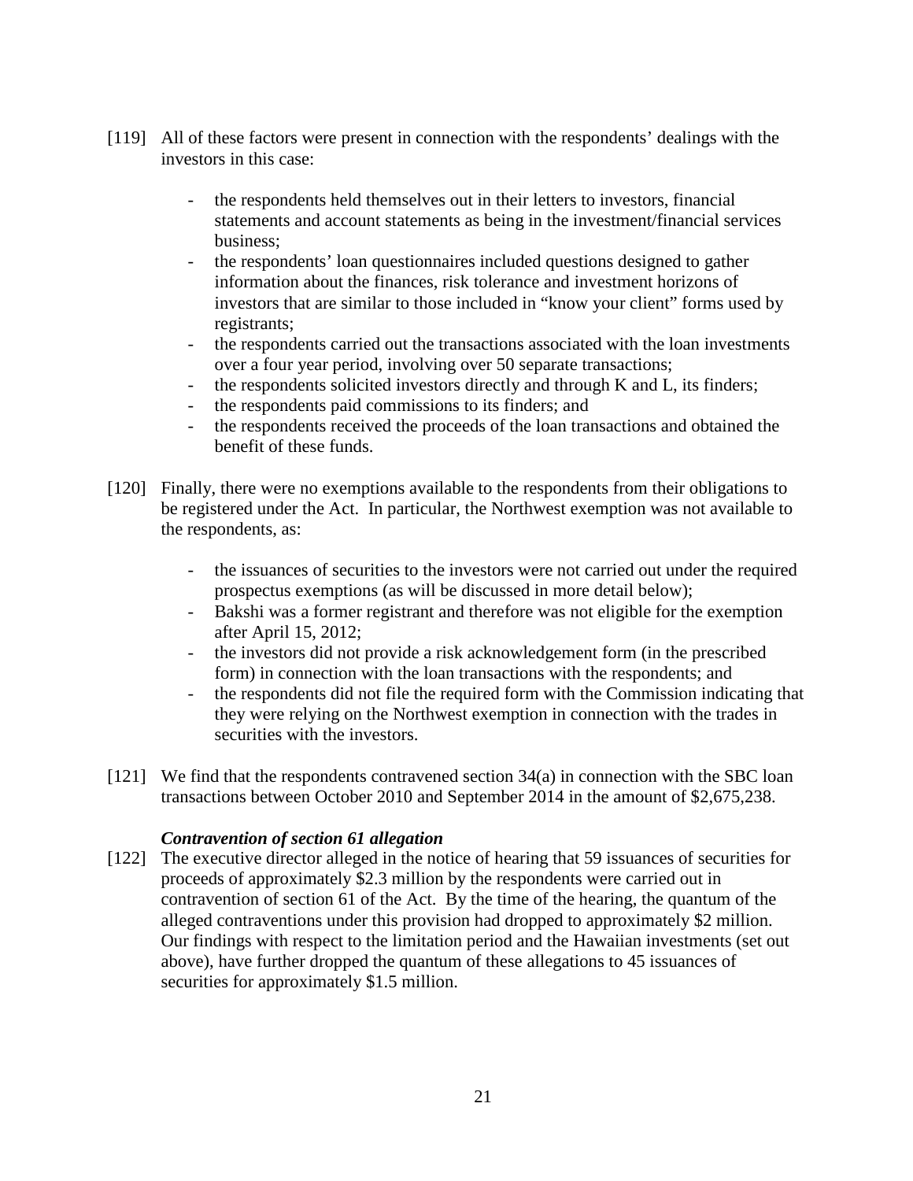[119] All of these factors were present in connection with the respondents' dealings with the investors in this case:

- the respondents held themselves out in their letters to investors, financial statements and account statements as being in the investment/financial services business;
- the respondents' loan questionnaires included questions designed to gather information about the finances, risk tolerance and investment horizons of investors that are similar to those included in "know your client" forms used by registrants;
- the respondents carried out the transactions associated with the loan investments over a four year period, involving over 50 separate transactions;
- the respondents solicited investors directly and through K and L, its finders;
- the respondents paid commissions to its finders; and
- the respondents received the proceeds of the loan transactions and obtained the benefit of these funds.

[120] Finally, there were no exemptions available to the respondents from their obligations to be registered under the Act. In particular, the Northwest exemption was not available to the respondents, as:

- the issuances of securities to the investors were not carried out under the required prospectus exemptions (as will be discussed in more detail below);
- Bakshi was a former registrant and therefore was not eligible for the exemption after April 15, 2012;
- the investors did not provide a risk acknowledgement form (in the prescribed form) in connection with the loan transactions with the respondents; and
- the respondents did not file the required form with the Commission indicating that they were relying on the Northwest exemption in connection with the trades in securities with the investors.

[121] We find that the respondents contravened section 34(a) in connection with the SBC loan transactions between October 2010 and September 2014 in the amount of $2,675,238.

***Contravention of section 61 allegation***

[122] The executive director alleged in the notice of hearing that 59 issuances of securities for proceeds of approximately $2.3 million by the respondents were carried out in contravention of section 61 of the Act. By the time of the hearing, the quantum of the alleged contraventions under this provision had dropped to approximately $2 million. Our findings with respect to the limitation period and the Hawaiian investments (set out above), have further dropped the quantum of these allegations to 45 issuances of securities for approximately $1.5 million.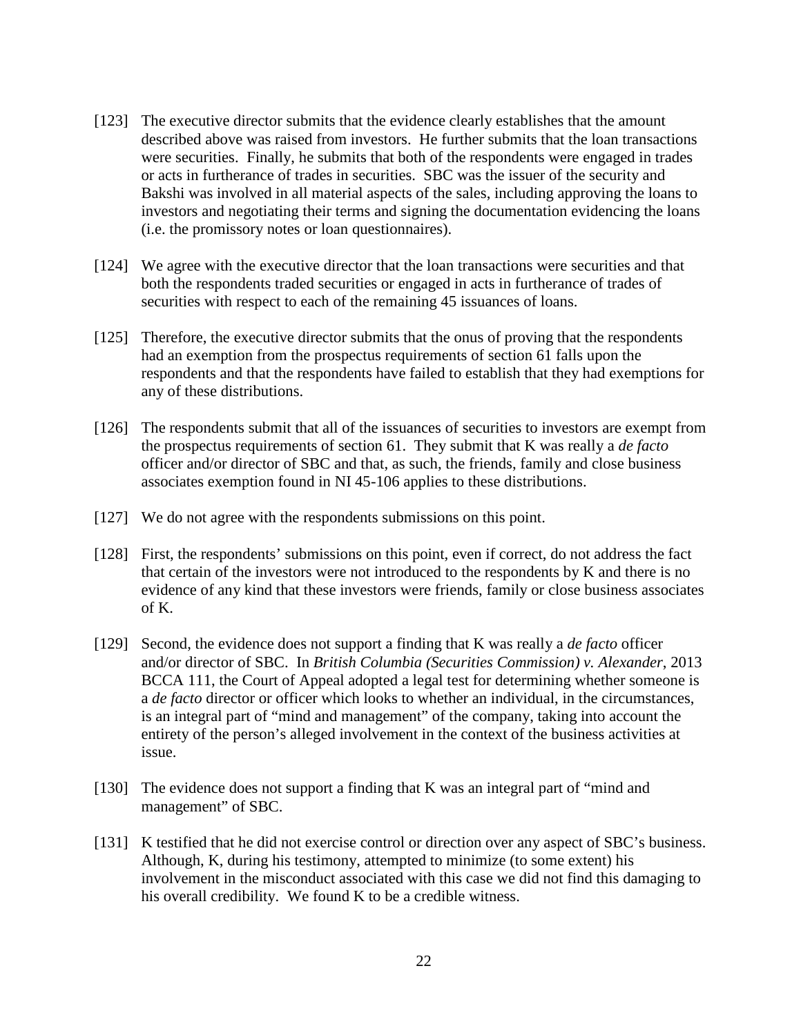[123] The executive director submits that the evidence clearly establishes that the amount described above was raised from investors. He further submits that the loan transactions were securities. Finally, he submits that both of the respondents were engaged in trades or acts in furtherance of trades in securities. SBC was the issuer of the security and Bakshi was involved in all material aspects of the sales, including approving the loans to investors and negotiating their terms and signing the documentation evidencing the loans (i.e. the promissory notes or loan questionnaires).

[124] We agree with the executive director that the loan transactions were securities and that both the respondents traded securities or engaged in acts in furtherance of trades of securities with respect to each of the remaining 45 issuances of loans.

[125] Therefore, the executive director submits that the onus of proving that the respondents had an exemption from the prospectus requirements of section 61 falls upon the respondents and that the respondents have failed to establish that they had exemptions for any of these distributions.

[126] The respondents submit that all of the issuances of securities to investors are exempt from the prospectus requirements of section 61. They submit that K was really a *de facto* officer and/or director of SBC and that, as such, the friends, family and close business associates exemption found in NI 45-106 applies to these distributions.

[127] We do not agree with the respondents submissions on this point.

[128] First, the respondents' submissions on this point, even if correct, do not address the fact that certain of the investors were not introduced to the respondents by K and there is no evidence of any kind that these investors were friends, family or close business associates of K.

[129] Second, the evidence does not support a finding that K was really a *de facto* officer and/or director of SBC. In *British Columbia (Securities Commission) v. Alexander*, 2013 BCCA 111, the Court of Appeal adopted a legal test for determining whether someone is a *de facto* director or officer which looks to whether an individual, in the circumstances, is an integral part of "mind and management" of the company, taking into account the entirety of the person's alleged involvement in the context of the business activities at issue.

[130] The evidence does not support a finding that K was an integral part of "mind and management" of SBC.

[131] K testified that he did not exercise control or direction over any aspect of SBC's business. Although, K, during his testimony, attempted to minimize (to some extent) his involvement in the misconduct associated with this case we did not find this damaging to his overall credibility. We found K to be a credible witness.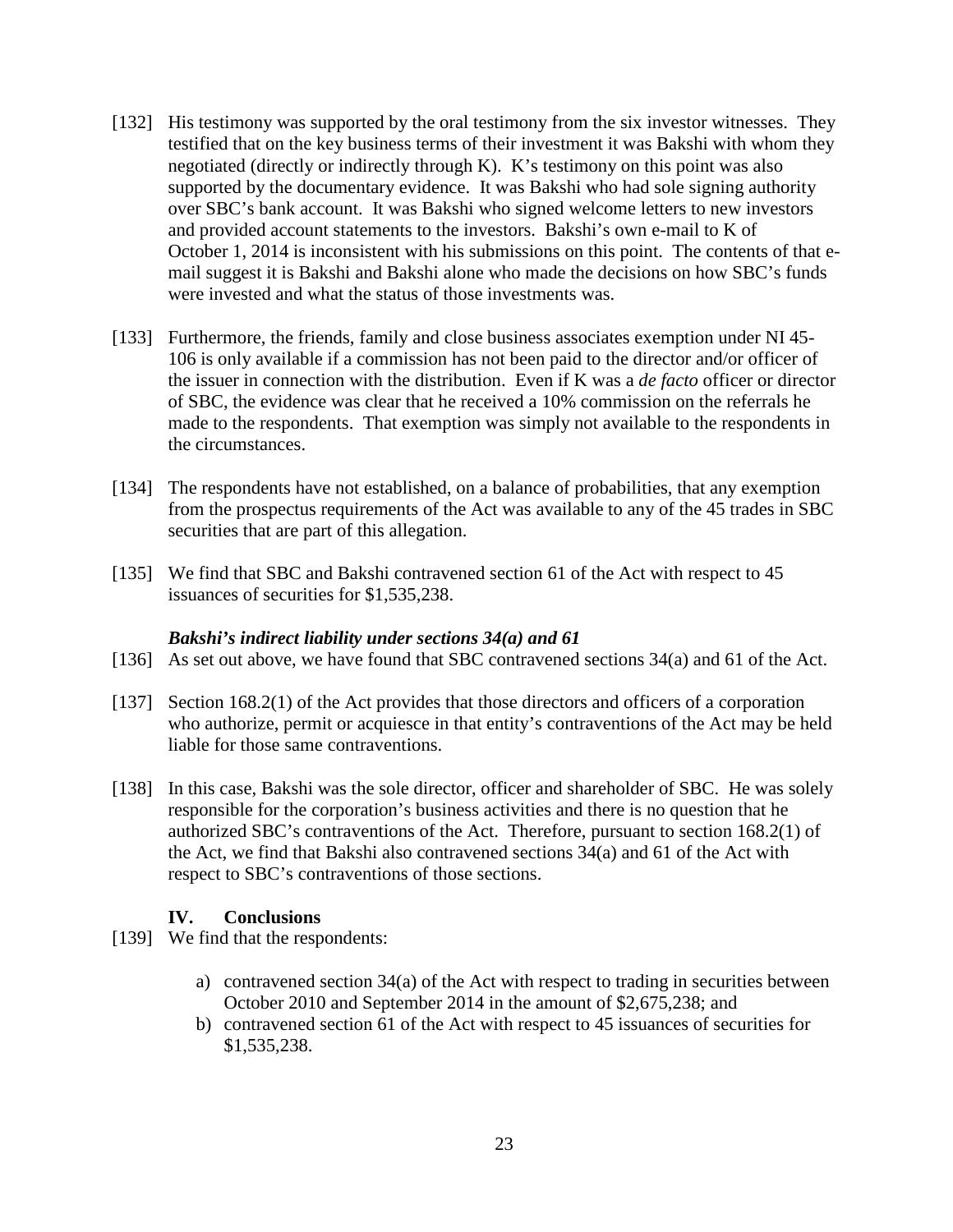[132] His testimony was supported by the oral testimony from the six investor witnesses. They testified that on the key business terms of their investment it was Bakshi with whom they negotiated (directly or indirectly through K). K's testimony on this point was also supported by the documentary evidence. It was Bakshi who had sole signing authority over SBC's bank account. It was Bakshi who signed welcome letters to new investors and provided account statements to the investors. Bakshi's own e-mail to K of October 1, 2014 is inconsistent with his submissions on this point. The contents of that e-mail suggest it is Bakshi and Bakshi alone who made the decisions on how SBC's funds were invested and what the status of those investments was.

[133] Furthermore, the friends, family and close business associates exemption under NI 45-106 is only available if a commission has not been paid to the director and/or officer of the issuer in connection with the distribution. Even if K was a *de facto* officer or director of SBC, the evidence was clear that he received a 10% commission on the referrals he made to the respondents. That exemption was simply not available to the respondents in the circumstances.

[134] The respondents have not established, on a balance of probabilities, that any exemption from the prospectus requirements of the Act was available to any of the 45 trades in SBC securities that are part of this allegation.

[135] We find that SBC and Bakshi contravened section 61 of the Act with respect to 45 issuances of securities for $1,535,238.

### *Bakshi's indirect liability under sections 34(a) and 61*

[136] As set out above, we have found that SBC contravened sections 34(a) and 61 of the Act.

[137] Section 168.2(1) of the Act provides that those directors and officers of a corporation who authorize, permit or acquiesce in that entity's contraventions of the Act may be held liable for those same contraventions.

[138] In this case, Bakshi was the sole director, officer and shareholder of SBC. He was solely responsible for the corporation's business activities and there is no question that he authorized SBC's contraventions of the Act. Therefore, pursuant to section 168.2(1) of the Act, we find that Bakshi also contravened sections 34(a) and 61 of the Act with respect to SBC's contraventions of those sections.

## IV. Conclusions

[139] We find that the respondents:

a) contravened section 34(a) of the Act with respect to trading in securities between October 2010 and September 2014 in the amount of $2,675,238; and
b) contravened section 61 of the Act with respect to 45 issuances of securities for $1,535,238.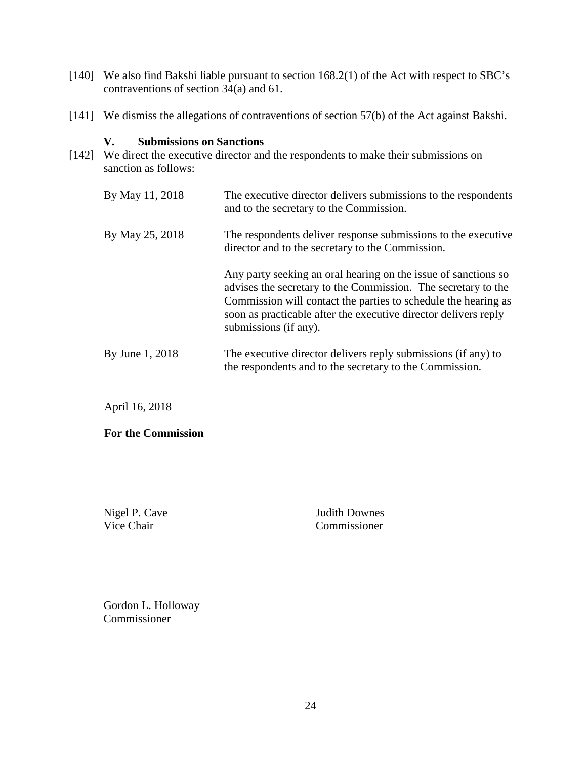[140] We also find Bakshi liable pursuant to section 168.2(1) of the Act with respect to SBC's contraventions of section 34(a) and 61.

[141] We dismiss the allegations of contraventions of section 57(b) of the Act against Bakshi.

## V. Submissions on Sanctions

[142] We direct the executive director and the respondents to make their submissions on sanction as follows:

| | |
|---|---|
| By May 11, 2018 | The executive director delivers submissions to the respondents and to the secretary to the Commission. |
| By May 25, 2018 | The respondents deliver response submissions to the executive director and to the secretary to the Commission.<br><br>Any party seeking an oral hearing on the issue of sanctions so advises the secretary to the Commission. The secretary to the Commission will contact the parties to schedule the hearing as soon as practicable after the executive director delivers reply submissions (if any). |
| By June 1, 2018 | The executive director delivers reply submissions (if any) to the respondents and to the secretary to the Commission. |

April 16, 2018

**For the Commission**

Nigel P. Cave
Vice Chair

Judith Downes
Commissioner

Gordon L. Holloway
Commissioner